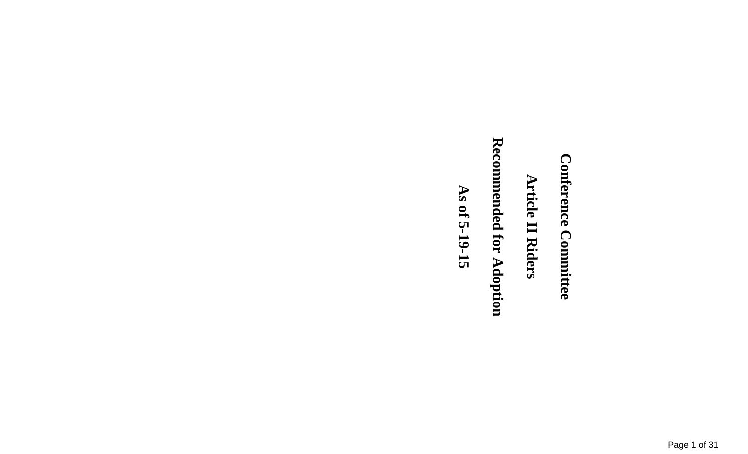# Conference Committee

# Article II Riders

# Recommended for Adoption

# As of 5-19-15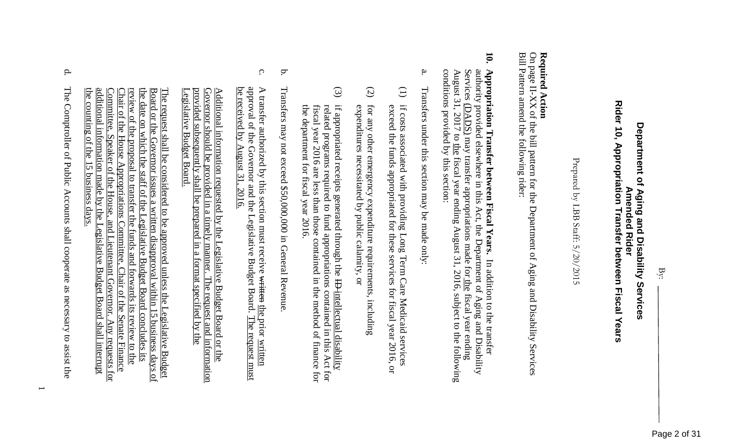By: \_\_\_\_\_\_\_\_\_\_

**Department of Aging and Disability Services**
**Amended Rider**
**Rider 10, Appropriation Transfer between Fiscal Years**

Prepared by LBB Staff: 5/20/2015

**Required Action**
On page II-XX of the bill pattern for the Department of Aging and Disability Services Bill Pattern amend the following rider:

**10. Appropriation Transfer between Fiscal Years.** In addition to the transfer authority provided elsewhere in this Act, the Department of Aging and Disability Services (DADS) may transfer appropriations made for the fiscal year ending August 31, 2017 to the fiscal year ending August 31, 2016, subject to the following conditions provided by this section:

a. Transfers under this section may be made only:

(1) if costs associated with providing Long Term Care Medicaid services exceed the funds appropriated for these services for fiscal year 2016, or

(2) for any other emergency expenditure requirements, including expenditures necessitated by public calamity, or

(3) if appropriated receipts generated through the ~~ID~~ intellectual disability related programs required to fund appropriations contained in this Act for fiscal year 2016 are less than those contained in the method of finance for the department for fiscal year 2016.

b. Transfers may not exceed $50,000,000 in General Revenue.

c. A transfer authorized by this section must receive ~~written~~ the prior written approval of the Governor and the Legislative Budget Board. The request must be received by August 31, 2016.

Additional information requested by the Legislative Budget Board or the Governor should be provided in a timely manner. The request and information provided subsequently shall be prepared in a format specified by the Legislative Budget Board.

The request shall be considered to be approved unless the Legislative Budget Board or the Governor issues a written disapproval within 15 business days of the date on which the staff of the Legislative Budget Board concludes its review of the proposal to transfer the funds and forwards its review to the Chair of the House Appropriations Committee, Chair of the Senate Finance Committee, Speaker of the House, and Lieutenant Governor. Any requests for additional information made by the Legislative Budget Board shall interrupt the counting of the 15 business days.

d. The Comptroller of Public Accounts shall cooperate as necessary to assist the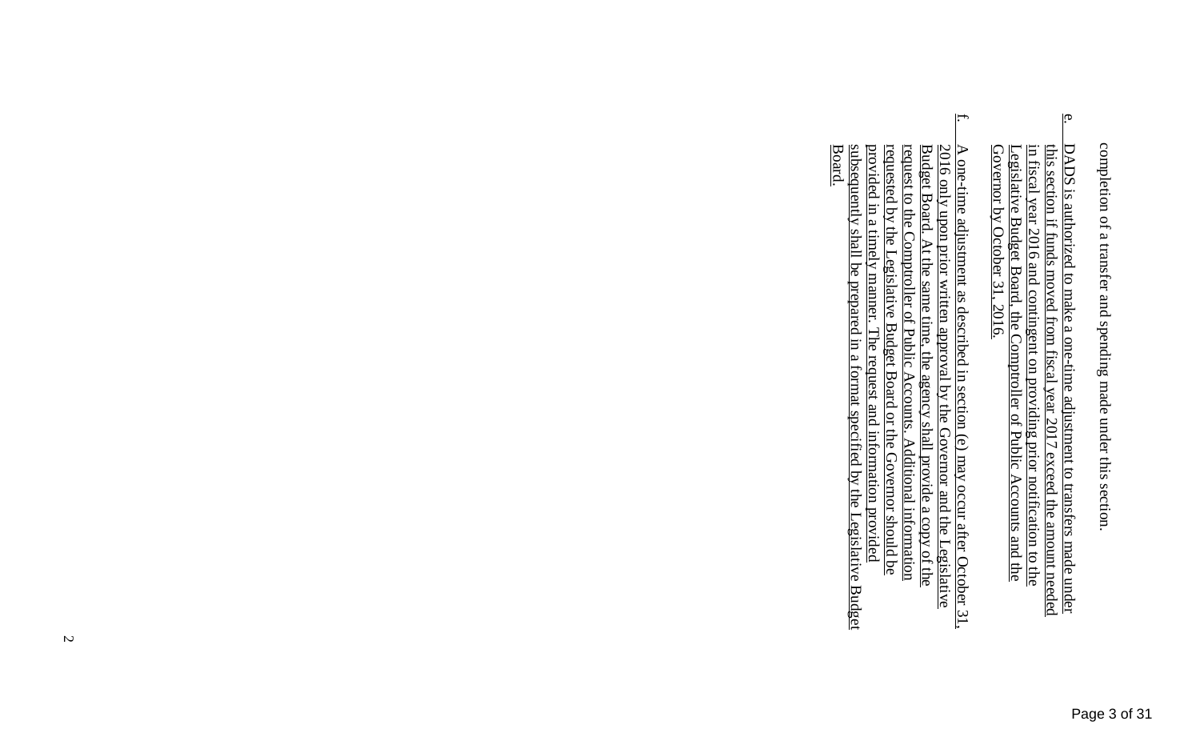completion of a transfer and spending made under this section.

e. DADS is authorized to make a one-time adjustment to transfers made under this section if funds moved from fiscal year 2017 exceed the amount needed in fiscal year 2016 and contingent on providing prior notification to the Legislative Budget Board, the Comptroller of Public Accounts and the Governor by October 31, 2016.

f. A one-time adjustment as described in section (e) may occur after October 31, 2016 only upon prior written approval by the Governor and the Legislative Budget Board. At the same time, the agency shall provide a copy of the request to the Comptroller of Public Accounts. Additional information requested by the Legislative Budget Board or the Governor should be provided in a timely manner. The request and information provided subsequently shall be prepared in a format specified by the Legislative Budget Board.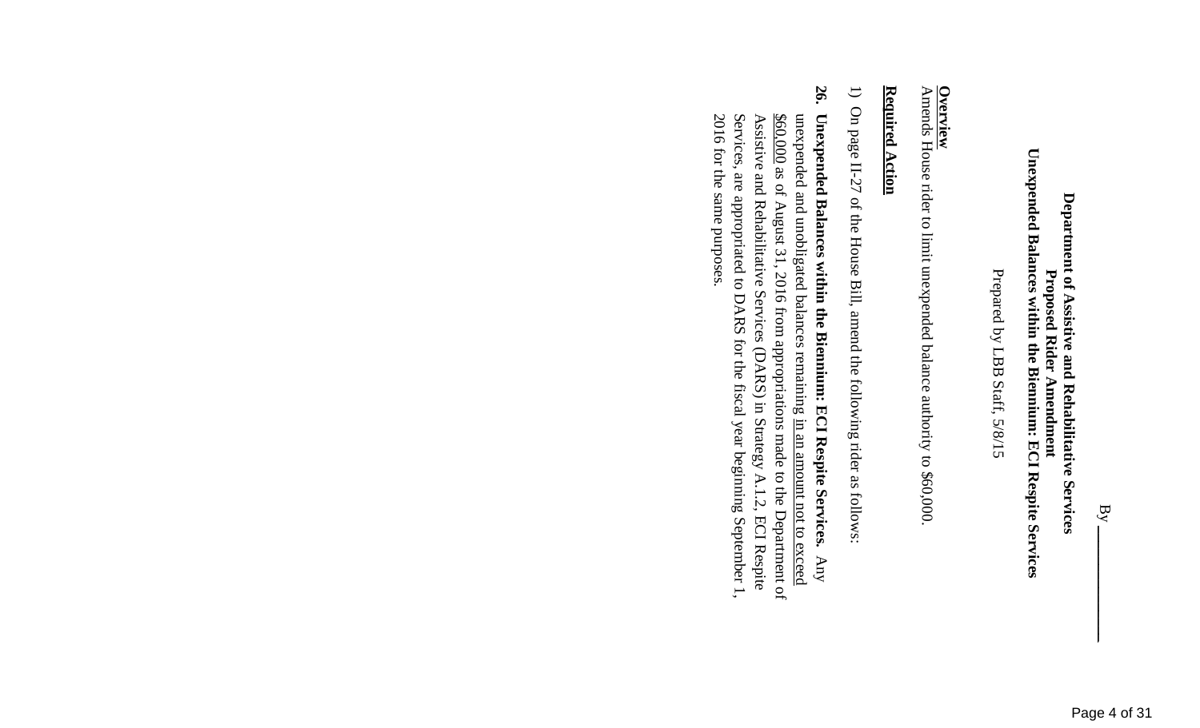By \_\_\_\_\_\_\_\_\_\_

**Department of Assistive and Rehabilitative Services**
**Proposed Rider Amendment**
**Unexpended Balances within the Biennium: ECI Respite Services**

Prepared by LBB Staff, 5/8/15

**Overview**

Amends House rider to limit unexpended balance authority to $60,000.

**Required Action**

1) On page II-27 of the House Bill, amend the following rider as follows:

**26. Unexpended Balances within the Biennium: ECI Respite Services.** Any unexpended and unobligated balances remaining <u>in an amount not to exceed $60,000</u> as of August 31, 2016 from appropriations made to the Department of Assistive and Rehabilitative Services (DARS) in Strategy A.1.2, ECI Respite Services, are appropriated to DARS for the fiscal year beginning September 1, 2016 for the same purposes.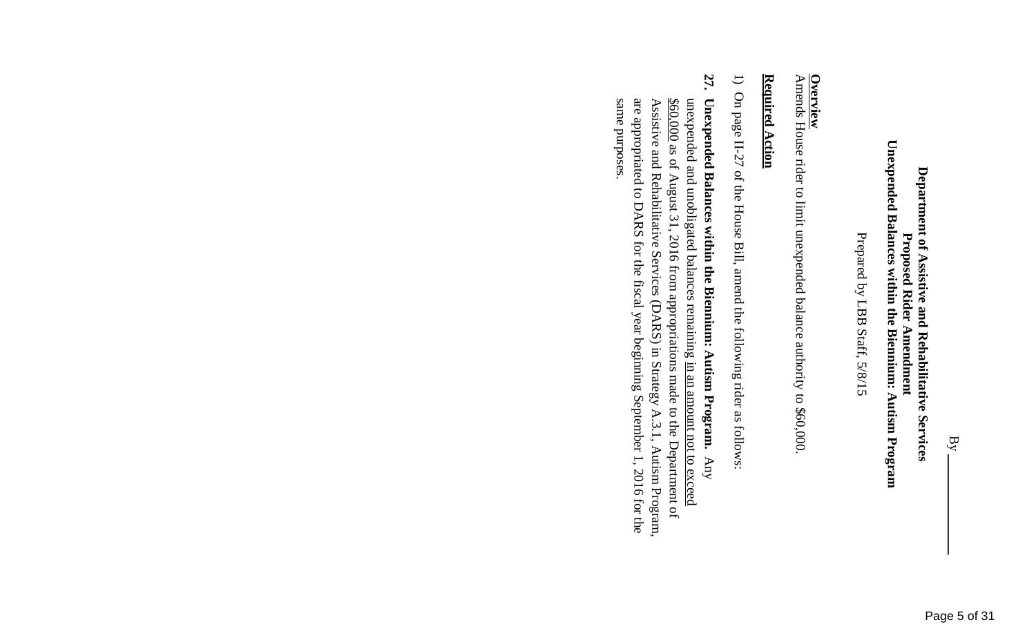By ________

**Department of Assistive and Rehabilitative Services**
**Proposed Rider Amendment**
**Unexpended Balances within the Biennium: Autism Program**

Prepared by LBB Staff, 5/8/15

**Overview**
Amends House rider to limit unexpended balance authority to $60,000.

**Required Action**

1) On page II-27 of the House Bill, amend the following rider as follows:

**27. Unexpended Balances within the Biennium: Autism Program.** Any unexpended and unobligated balances remaining in an amount not to exceed $60,000 as of August 31, 2016 from appropriations made to the Department of Assistive and Rehabilitative Services (DARS) in Strategy A.3.1, Autism Program, are appropriated to DARS for the fiscal year beginning September 1, 2016 for the same purposes.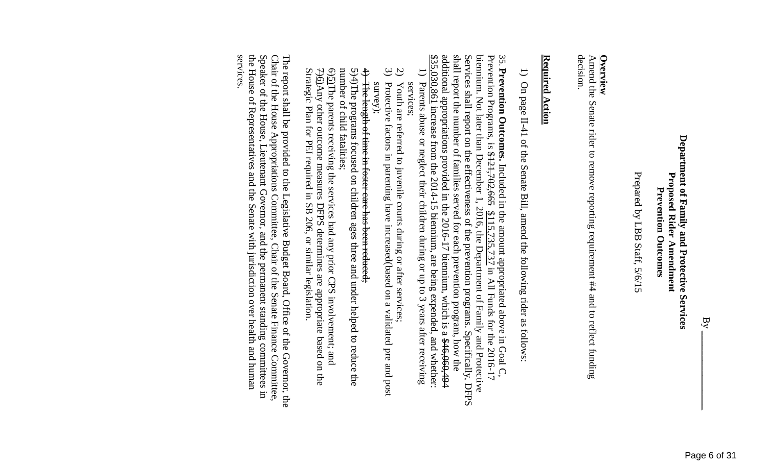By ________

**Department of Family and Protective Services**
**Proposed Rider Amendment**
**Prevention Outcomes**

Prepared by LBB Staff, 5/6/15

**Overview**

Amend the Senate rider to remove reporting requirement #4 and to reflect funding decision.

**Required Action**

1) On page II-41 of the Senate Bill, amend the following rider as follows:

35. **Prevention Outcomes.** Included in the amount appropriated above in Goal C, Prevention Programs, is ~~$121,702,665~~ <u>$115,735,737</u> in All Funds for the 2016-17 biennium. Not later than December 1, 2016, the Department of Family and Protective Services shall report on the effectiveness of the prevention programs. Specifically, DFPS shall report the number of families served for each prevention program, how the additional appropriations provided in the 2016-17 biennium, which is a ~~$46,060,494~~ <u>$35,030,861</u> increase from the 2014-15 biennium, are being expended, and whether:

1) Parents abuse or neglect their children during or up to 3 years after receiving services;
2) Youth are referred to juvenile courts during or after services;
3) Protective factors in parenting have increased(based on a validated pre and post survey);
4) ~~The length of time in foster care has been reduced;~~
~~5)~~<u>4)</u>The programs focused on children ages three and under helped to reduce the number of child fatalities;
~~6)~~<u>5)</u>The parents receiving the services had any prior CPS involvement; and
~~7)~~<u>6)</u>Any other outcome measures DFPS determines are appropriate based on the Strategic Plan for PEI required in SB 206, or similar legislation.

The report shall be provided to the Legislative Budget Board, Office of the Governor, the Chair of the House Appropriations Committee, Chair of the Senate Finance Committee, Speaker of the House, Lieutenant Governor, and the permanent standing committees in the House of Representatives and the Senate with jurisdiction over health and human services.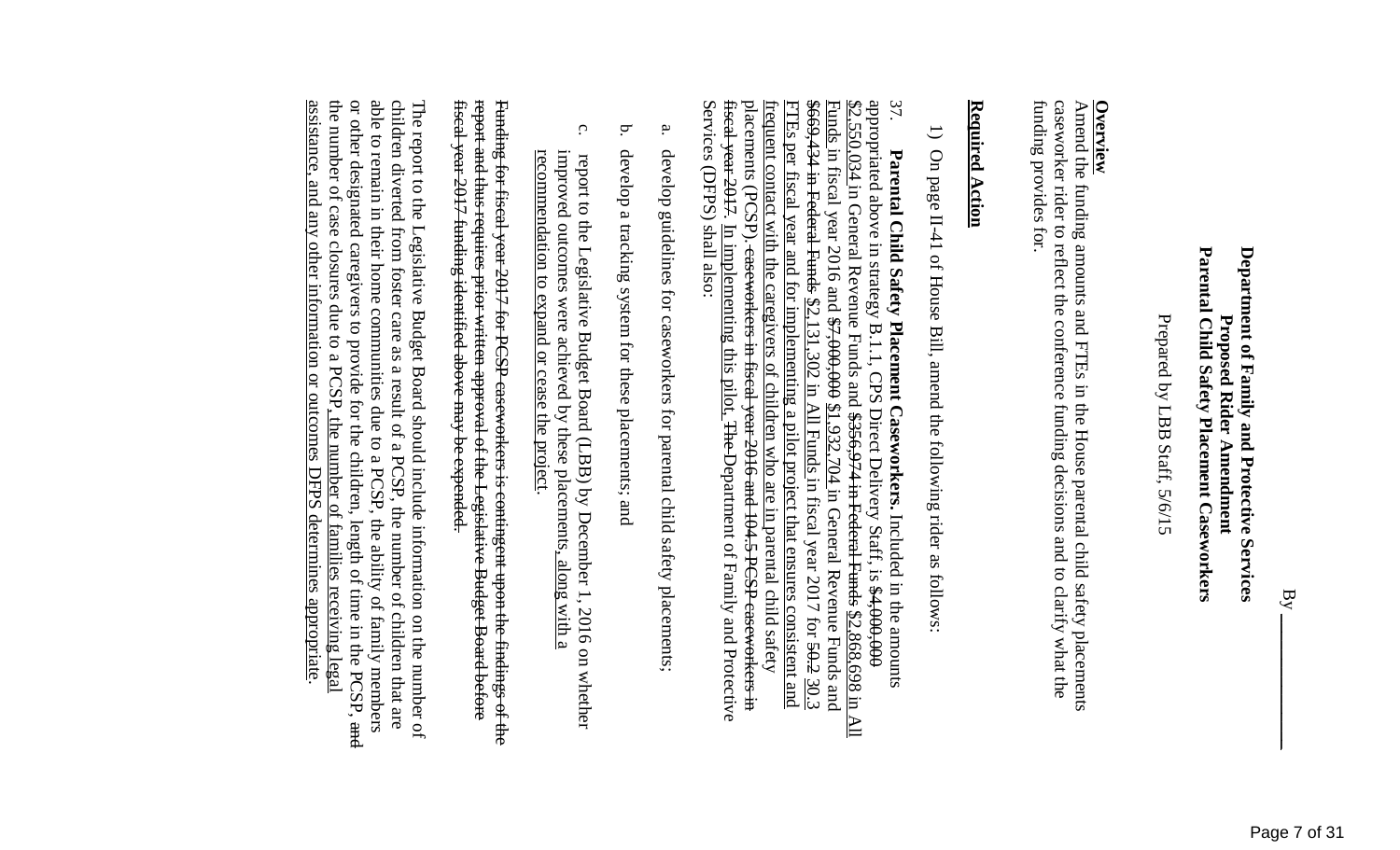By ____________

**Department of Family and Protective Services**
**Proposed Rider Amendment**
**Parental Child Safety Placement Caseworkers**

Prepared by LBB Staff, 5/6/15

**<u>Overview</u>**

Amend the funding amounts and FTEs in the House parental child safety placements caseworker rider to reflect the conference funding decisions and to clarify what the funding provides for.

**<u>Required Action</u>**

1) On page II-41 of House Bill, amend the following rider as follows:

37. **Parental Child Safety Placement Caseworkers.** Included in the amounts appropriated above in strategy B.1.1, CPS Direct Delivery Staff, is ~~$4,000,000~~ <u>$2,550,034</u> in General Revenue Funds and ~~$356,974 in Federal Funds~~ <u>$2,868,698 in All Funds</u> in fiscal year 2016 and ~~$7,000,000~~ <u>$1,932,704</u> in General Revenue Funds and ~~$669,434 in Federal Funds~~ <u>$2,131,302 in All Funds</u> in fiscal year 2017 for ~~50.2~~ <u>30.3 FTEs per fiscal year and for implementing a pilot project that ensures consistent and frequent contact with the caregivers of children who are in parental child safety</u> placements (PCSP). ~~caseworkers in fiscal year 2016 and 104.5 PCSP caseworkers in fiscal year 2017.~~ <u>In implementing this pilot,</u> ~~The~~ Department of Family and Protective Services (DFPS) shall also:

a. develop guidelines for caseworkers for parental child safety placements;

b. develop a tracking system for these placements; and

c. report to the Legislative Budget Board (LBB) by December 1, 2016 on whether improved outcomes were achieved by these placements<u>, along with a recommendation to expand or cease the project</u>.

~~Funding for fiscal year 2017 for PCSP caseworkers is contingent upon the findings of the report and thus requires prior written approval of the Legislative Budget Board before fiscal year 2017 funding identified above may be expended.~~

The report to the Legislative Budget Board should include information on the number of children diverted from foster care as a result of a PCSP, the number of children that are able to remain in their home communities due to a PCSP, the ability of family members or other designated caregivers to provide for the children, length of time in the PCSP, ~~and~~ the number of case closures due to a PCSP<u>, the number of families receiving legal assistance, and any other information or outcomes DFPS determines appropriate</u>.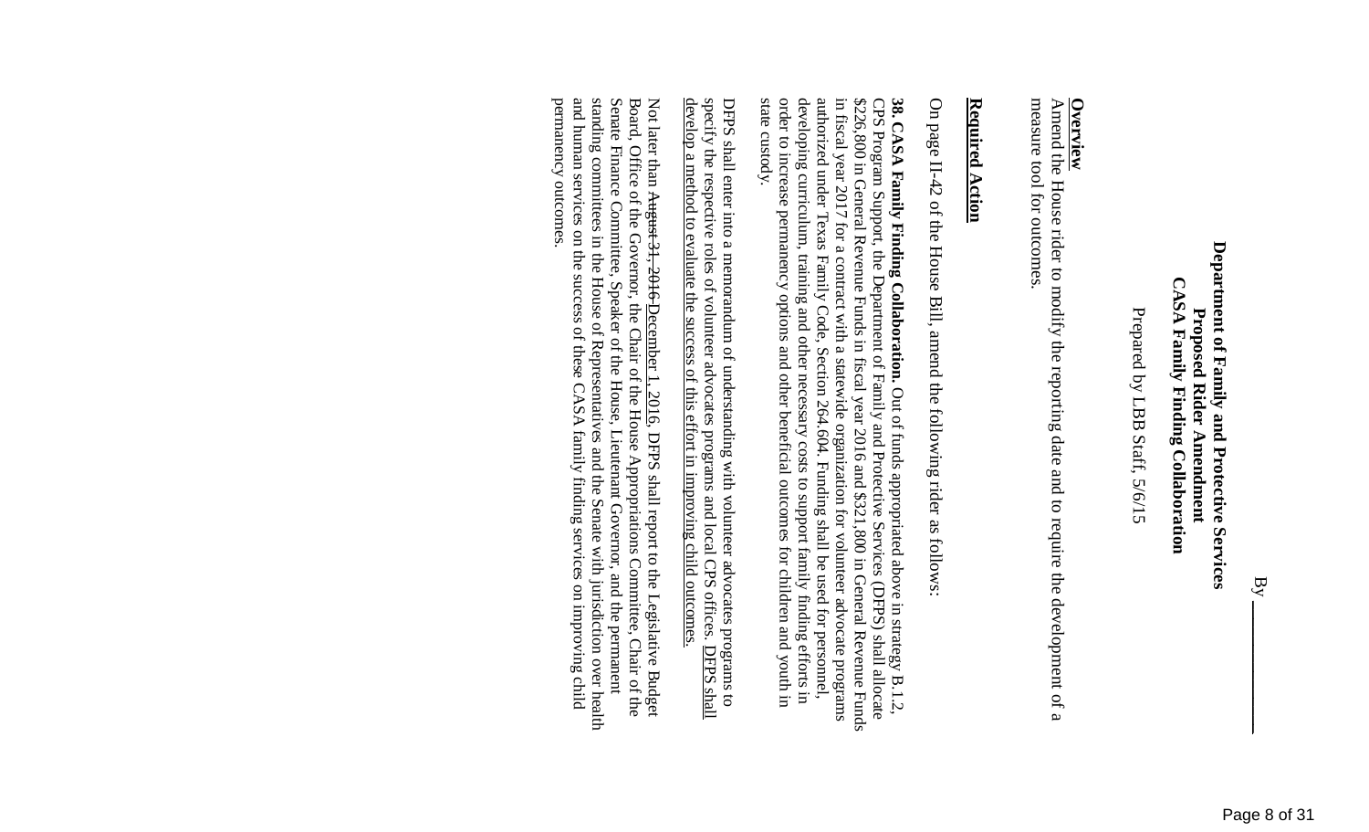By ________

**Department of Family and Protective Services**
**Proposed Rider Amendment**
**CASA Family Finding Collaboration**

Prepared by LBB Staff, 5/6/15

**Overview**

Amend the House rider to modify the reporting date and to require the development of a measure tool for outcomes.

**Required Action**

On page II-42 of the House Bill, amend the following rider as follows:

**38. CASA Family Finding Collaboration.** Out of funds appropriated above in strategy B.1.2, CPS Program Support, the Department of Family and Protective Services (DFPS) shall allocate $226,800 in General Revenue Funds in fiscal year 2016 and $321,800 in General Revenue Funds in fiscal year 2017 for a contract with a statewide organization for volunteer advocate programs authorized under Texas Family Code, Section 264.604. Funding shall be used for personnel, developing curriculum, training and other necessary costs to support family finding efforts in order to increase permanency options and other beneficial outcomes for children and youth in state custody.

DFPS shall enter into a memorandum of understanding with volunteer advocates programs to specify the respective roles of volunteer advocates programs and local CPS offices. DFPS shall develop a method to evaluate the success of this effort in improving child outcomes.

Not later than ~~August 31, 2016~~ December 1, 2016, DFPS shall report to the Legislative Budget Board, Office of the Governor, the Chair of the House Appropriations Committee, Chair of the Senate Finance Committee, Speaker of the House, Lieutenant Governor, and the permanent standing committees in the House of Representatives and the Senate with jurisdiction over health and human services on the success of these CASA family finding services on improving child permanency outcomes.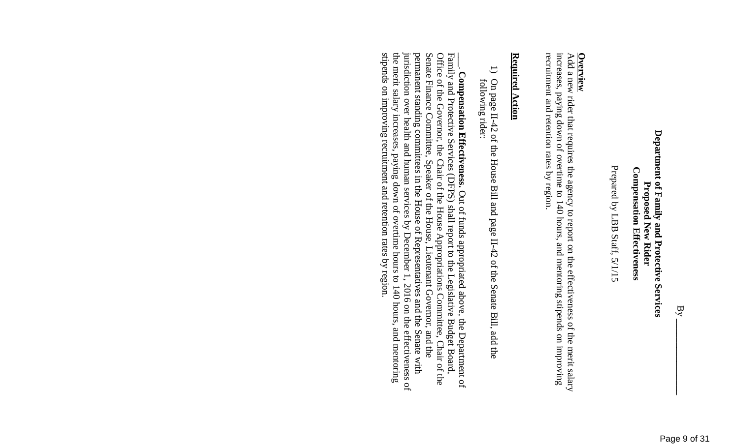By ____________

**Department of Family and Protective Services**
**Proposed New Rider**
**Compensation Effectiveness**

Prepared by LBB Staff, 5/1/15

**Overview**

Add a new rider that requires the agency to report on the effectiveness of the merit salary increases, paying down of overtime to 140 hours, and mentoring stipends on improving recruitment and retention rates by region.

**Required Action**

1) On page II-42 of the House Bill and page II-42 of the Senate Bill, add the following rider:

___. **Compensation Effectiveness.** Out of funds appropriated above, the Department of Family and Protective Services (DFPS) shall report to the Legislative Budget Board, Office of the Governor, the Chair of the House Appropriations Committee, Chair of the Senate Finance Committee, Speaker of the House, Lieutenant Governor, and the permanent standing committees in the House of Representatives and the Senate with jurisdiction over health and human services by December 1, 2016 on the effectiveness of the merit salary increases, paying down of overtime hours to 140 hours, and mentoring stipends on improving recruitment and retention rates by region.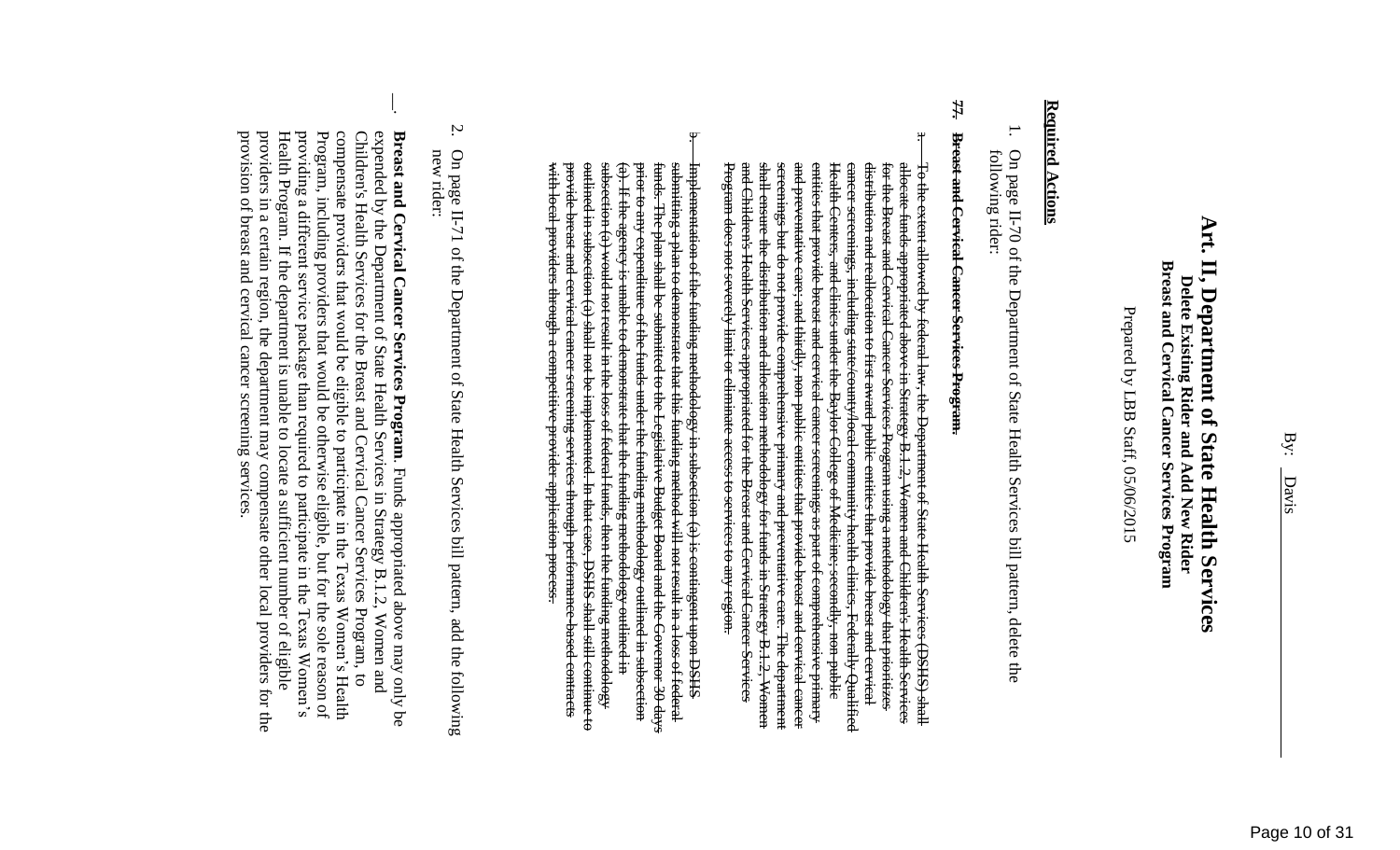By: Davis

# Art. II, Department of State Health Services

## Delete Existing Rider and Add New Rider

## Breast and Cervical Cancer Services Program

Prepared by LBB Staff, 05/06/2015

**Required Actions**

1. On page II-70 of the Department of State Health Services bill pattern, delete the following rider:

~~77. **Breast and Cervical Cancer Services Program.**~~

~~a. To the extent allowed by federal law, the Department of State Health Services (DSHS) shall allocate funds appropriated above in Strategy B.1.2, Women and Children's Health Services for the Breast and Cervical Cancer Services Program using a methodology that prioritizes distribution and reallocation to first award public entities that provide breast and cervical cancer screenings, including state/county/local community health clinics, Federally Qualified Health Centers, and clinics under the Baylor College of Medicine; secondly, non-public entities that provide breast and cervical cancer screenings as part of comprehensive primary and preventative care; and thirdly, non-public entities that provide breast and cervical cancer screenings but do not provide comprehensive primary and preventative care. The department shall ensure the distribution and allocation methodology for funds in Strategy B.1.2, Women and Children's Health Services appropriated for the Breast and Cervical Cancer Services Program does not severely limit or eliminate access to services to any region.~~

~~b. Implementation of the funding methodology in subsection (a) is contingent upon DSHS submitting a plan to demonstrate that this funding method will not result in a loss of federal funds. The plan shall be submitted to the Legislative Budget Board and the Governor 30 days prior to any expenditure of the funds under the funding methodology outlined in subsection (a). If the agency is unable to demonstrate that the funding methodology outlined in subsection (a) would not result in the loss of federal funds, then the funding methodology outlined in subsection (a) shall not be implemented. In that case, DSHS shall still continue to provide breast and cervical cancer screening services through performance-based contracts with local providers through a competitive provider application process.~~

2. On page II-71 of the Department of State Health Services bill pattern, add the following new rider:

___. **Breast and Cervical Cancer Services Program.** Funds appropriated above may only be expended by the Department of State Health Services in Strategy B.1.2, Women and Children's Health Services for the Breast and Cervical Cancer Services Program, to compensate providers that would be eligible to participate in the Texas Women's Health Program, including providers that would be otherwise eligible, but for the sole reason of providing a different service package than required to participate in the Texas Women's Health Program. If the department is unable to locate a sufficient number of eligible providers in a certain region, the department may compensate other local providers for the provision of breast and cervical cancer screening services.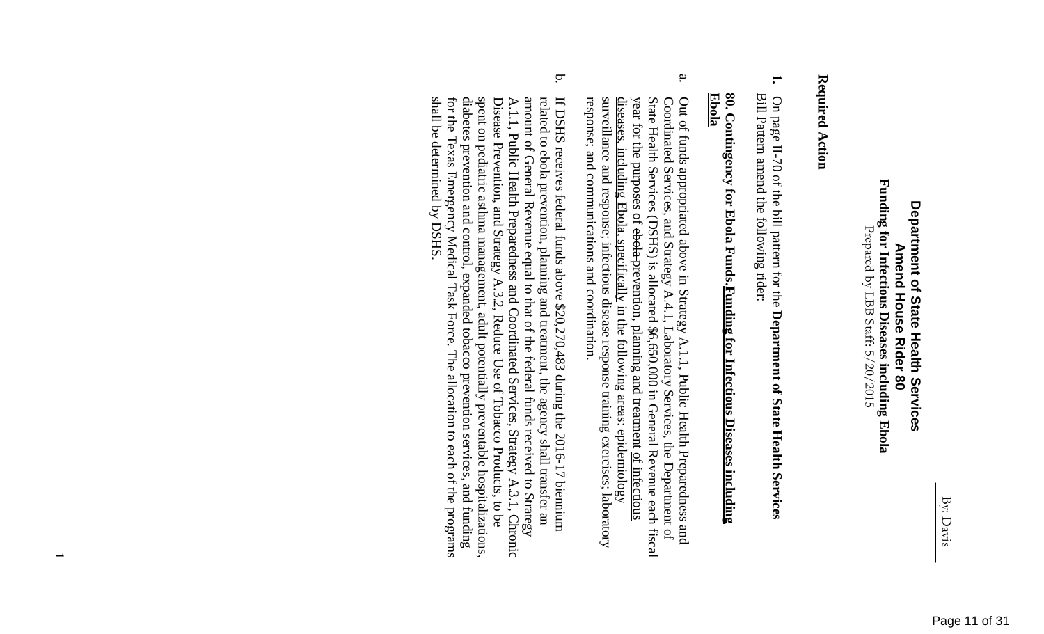By: Davis

**Department of State Health Services**
**Amend House Rider 80**
**Funding for Infectious Diseases including Ebola**
Prepared by LBB Staff: 5/20/2015

**Required Action**

**1.** On page II-70 of the bill pattern for the **Department of State Health Services** Bill Pattern amend the following rider:

**80. ~~Contingency for Ebola Funds.~~ Funding for Infectious Diseases including Ebola**

a. Out of funds appropriated above in Strategy A.1.1, Public Health Preparedness and Coordinated Services, and Strategy A.4.1, Laboratory Services, the Department of State Health Services (DSHS) is allocated $6,650,000 in General Revenue each fiscal year for the purposes of ~~ebola~~ prevention, planning and treatment of infectious diseases, including Ebola, specifically in the following areas: epidemiology surveillance and response; infectious disease response training exercises; laboratory response; and communications and coordination.

b. If DSHS receives federal funds above $20,270,483 during the 2016-17 biennium related to ebola prevention, planning and treatment, the agency shall transfer an amount of General Revenue equal to that of the federal funds received to Strategy A.1.1, Public Health Preparedness and Coordinated Services, Strategy A.3.1, Chronic Disease Prevention, and Strategy A.3.2, Reduce Use of Tobacco Products, to be spent on pediatric asthma management, adult potentially preventable hospitalizations, diabetes prevention and control, expanded tobacco prevention services, and funding for the Texas Emergency Medical Task Force. The allocation to each of the programs shall be determined by DSHS.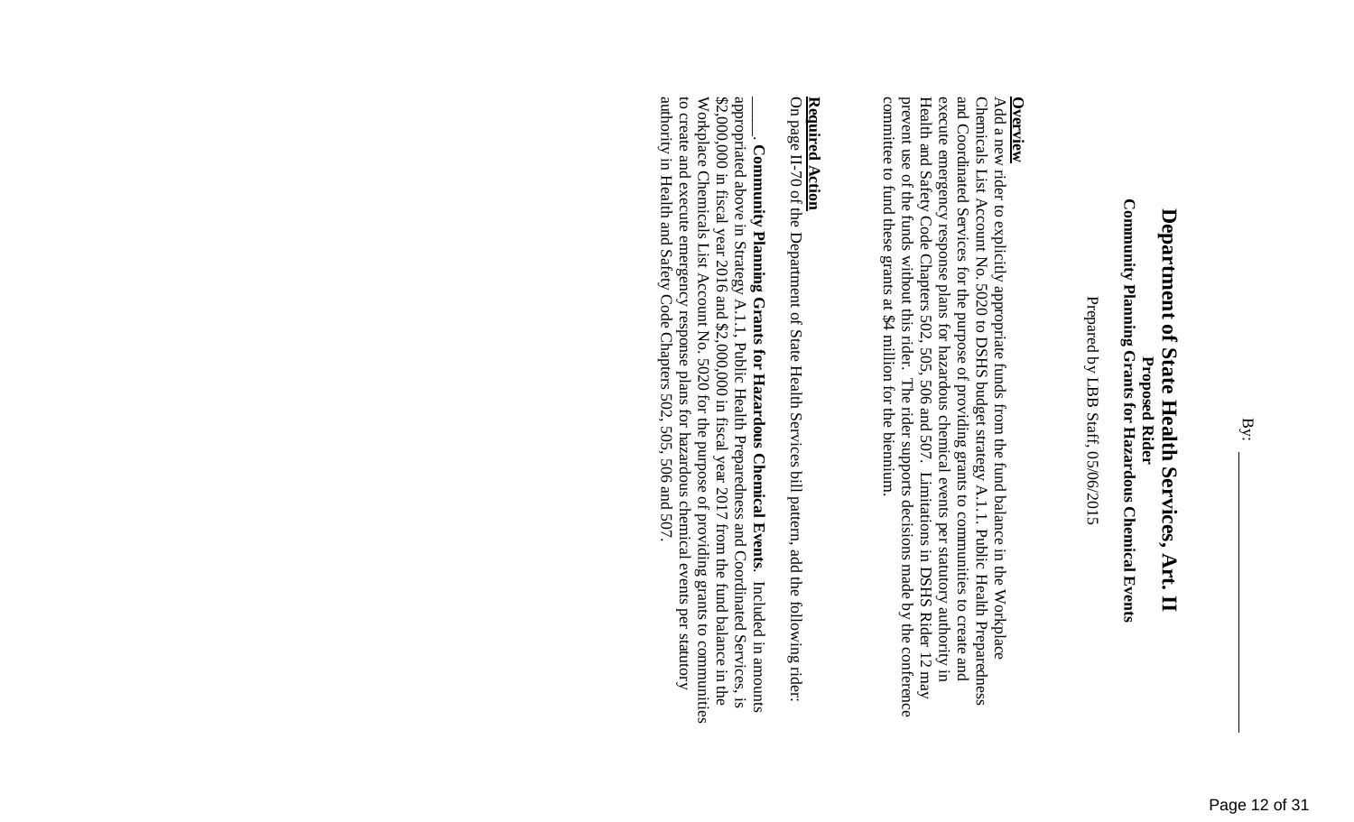By: ____________

# Department of State Health Services, Art. II

**Proposed Rider**

**Community Planning Grants for Hazardous Chemical Events**

Prepared by LBB Staff, 05/06/2015

**Overview**

Add a new rider to explicitly appropriate funds from the fund balance in the Workplace Chemicals List Account No. 5020 to DSHS budget strategy A.1.1. Public Health Preparedness and Coordinated Services for the purpose of providing grants to communities to create and execute emergency response plans for hazardous chemical events per statutory authority in Health and Safety Code Chapters 502, 505, 506 and 507. Limitations in DSHS Rider 12 may prevent use of the funds without this rider. The rider supports decisions made by the conference committee to fund these grants at $4 million for the biennium.

**Required Action**

On page II-70 of the Department of State Health Services bill pattern, add the following rider:

_____. **Community Planning Grants for Hazardous Chemical Events**. Included in amounts appropriated above in Strategy A.1.1, Public Health Preparedness and Coordinated Services, is $2,000,000 in fiscal year 2016 and $2,000,000 in fiscal year 2017 from the fund balance in the Workplace Chemicals List Account No. 5020 for the purpose of providing grants to communities to create and execute emergency response plans for hazardous chemical events per statutory authority in Health and Safety Code Chapters 502, 505, 506 and 507.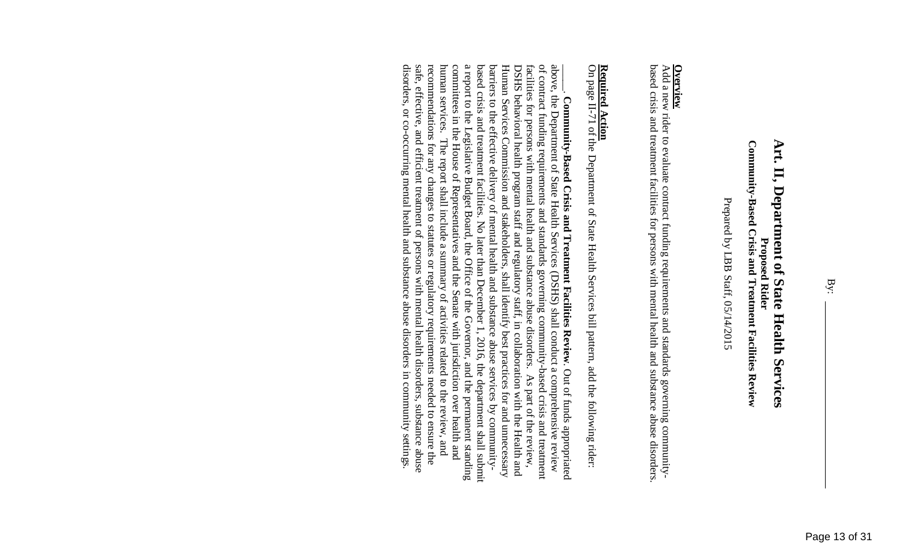By: ___________

# Art. II, Department of State Health Services

**Proposed Rider**
**Community-Based Crisis and Treatment Facilities Review**

Prepared by LBB Staff, 05/14/2015

**Overview**
Add a new rider to evaluate contract funding requirements and standards governing community-based crisis and treatment facilities for persons with mental health and substance abuse disorders.

**Required Action**
On page II-71 of the Department of State Health Services bill pattern, add the following rider:

_____. **Community-Based Crisis and Treatment Facilities Review.** Out of funds appropriated above, the Department of State Health Services (DSHS) shall conduct a comprehensive review of contract funding requirements and standards governing community-based crisis and treatment facilities for persons with mental health and substance abuse disorders. As part of the review, DSHS behavioral health program staff and regulatory staff, in collaboration with the Health and Human Services Commission and stakeholders, shall identify best practices for and unnecessary barriers to the effective delivery of mental health and substance abuse services by community-based crisis and treatment facilities. No later than December 1, 2016, the department shall submit a report to the Legislative Budget Board, the Office of the Governor, and the permanent standing committees in the House of Representatives and the Senate with jurisdiction over health and human services. The report shall include a summary of activities related to the review, and recommendations for any changes to statutes or regulatory requirements needed to ensure the safe, effective, and efficient treatment of persons with mental health disorders, substance abuse disorders, or co-occurring mental health and substance abuse disorders in community settings.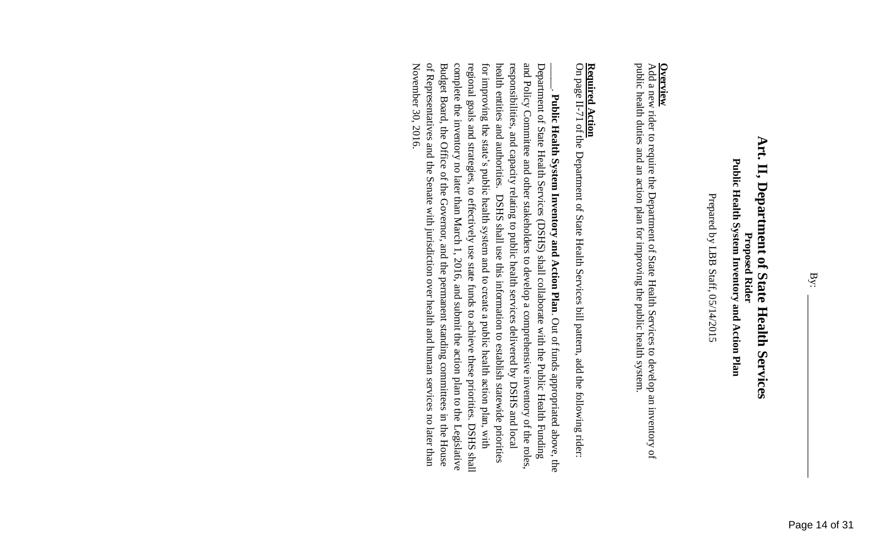By: ____________________

# Art. II, Department of State Health Services

**Proposed Rider**
**Public Health System Inventory and Action Plan**

Prepared by LBB Staff, 05/14/2015

**Overview**
Add a new rider to require the Department of State Health Services to develop an inventory of public health duties and an action plan for improving the public health system.

**Required Action**
On page II-71 of the Department of State Health Services bill pattern, add the following rider:

_____. **Public Health System Inventory and Action Plan.** Out of funds appropriated above, the Department of State Health Services (DSHS) shall collaborate with the Public Health Funding and Policy Committee and other stakeholders to develop a comprehensive inventory of the roles, responsibilities, and capacity relating to public health services delivered by DSHS and local health entities and authorities. DSHS shall use this information to establish statewide priorities for improving the state's public health system and to create a public health action plan, with regional goals and strategies, to effectively use state funds to achieve these priorities. DSHS shall complete the inventory no later than March 1, 2016, and submit the action plan to the Legislative Budget Board, the Office of the Governor, and the permanent standing committees in the House of Representatives and the Senate with jurisdiction over health and human services no later than November 30, 2016.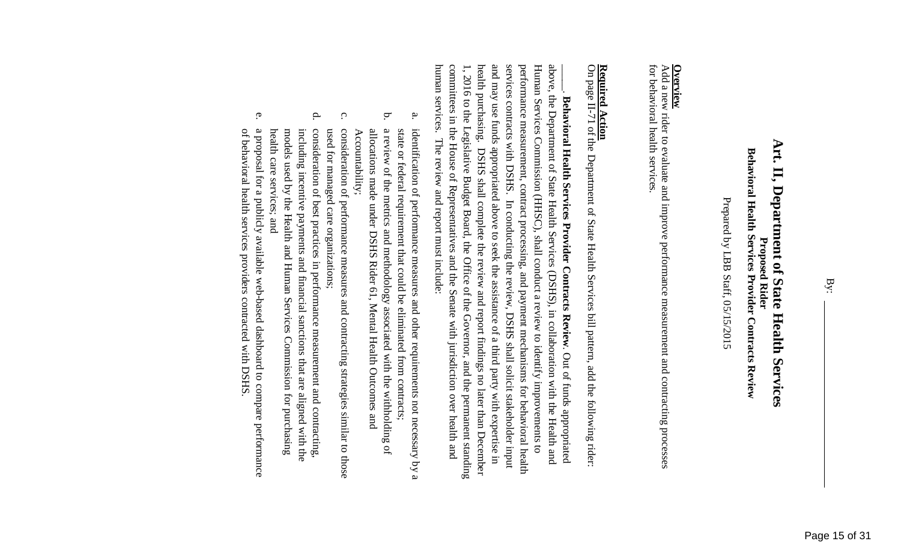By: ____________

# Art. II, Department of State Health Services

**Proposed Rider**

**Behavioral Health Services Provider Contracts Review**

Prepared by LBB Staff, 05/15/2015

**Overview**

Add a new rider to evaluate and improve performance measurement and contracting processes for behavioral health services.

**Required Action**

On page II-71 of the Department of State Health Services bill pattern, add the following rider:

_____. **Behavioral Health Services Provider Contracts Review**. Out of funds appropriated above, the Department of State Health Services (DSHS), in collaboration with the Health and Human Services Commission (HHSC), shall conduct a review to identify improvements to performance measurement, contract processing, and payment mechanisms for behavioral health services contracts with DSHS. In conducting the review, DSHS shall solicit stakeholder input and may use funds appropriated above to seek the assistance of a third party with expertise in health purchasing. DSHS shall complete the review and report findings no later than December 1, 2016 to the Legislative Budget Board, the Office of the Governor, and the permanent standing committees in the House of Representatives and the Senate with jurisdiction over health and human services. The review and report must include:

a. identification of performance measures and other requirements not necessary by a state or federal requirement that could be eliminated from contracts;
b. a review of the metrics and methodology associated with the withholding of allocations made under DSHS Rider 61, Mental Health Outcomes and Accountability;
c. consideration of performance measures and contracting strategies similar to those used for managed care organizations;
d. consideration of best practices in performance measurement and contracting, including incentive payments and financial sanctions that are aligned with the models used by the Health and Human Services Commission for purchasing health care services; and
e. a proposal for a publicly available web-based dashboard to compare performance of behavioral health services providers contracted with DSHS.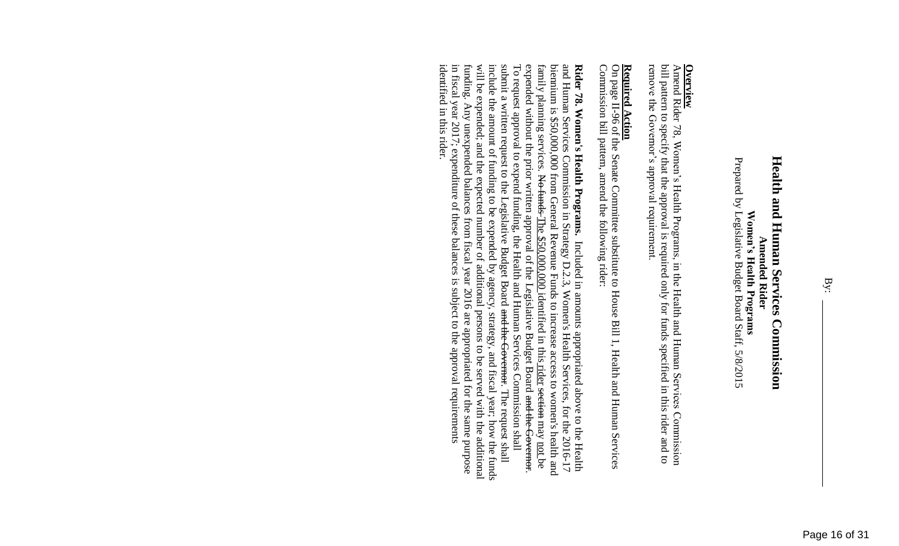By: ____________________

# Health and Human Services Commission

**Amended Rider**

**Women's Health Programs**

Prepared by Legislative Budget Board Staff, 5/8/2015

**Overview**

Amend Rider 78, Women's Health Programs, in the Health and Human Services Commission bill pattern to specify that the approval is required only for funds specified in this rider and to remove the Governor's approval requirement.

**Required Action**

On page II-96 of the Senate Committee substitute to House Bill 1, Health and Human Services Commission bill pattern, amend the following rider:

**Rider 78. Women's Health Programs.** Included in amounts appropriated above to the Health and Human Services Commission in Strategy D.2.3, Women's Health Services, for the 2016-17 biennium is $50,000,000 from General Revenue Funds to increase access to women's health and family planning services. ~~No funds~~ The $50,000,000 identified in this rider ~~section~~ may not be expended without the prior written approval of the Legislative Budget Board ~~and the Governor~~. To request approval to expend funding, the Health and Human Services Commission shall submit a written request to the Legislative Budget Board ~~and the Governor~~. The request shall include the amount of funding to be expended by agency, strategy, and fiscal year; how the funds will be expended; and the expected number of additional persons to be served with the additional funding. Any unexpended balances from fiscal year 2016 are appropriated for the same purpose in fiscal year 2017; expenditure of these balances is subject to the approval requirements identified in this rider.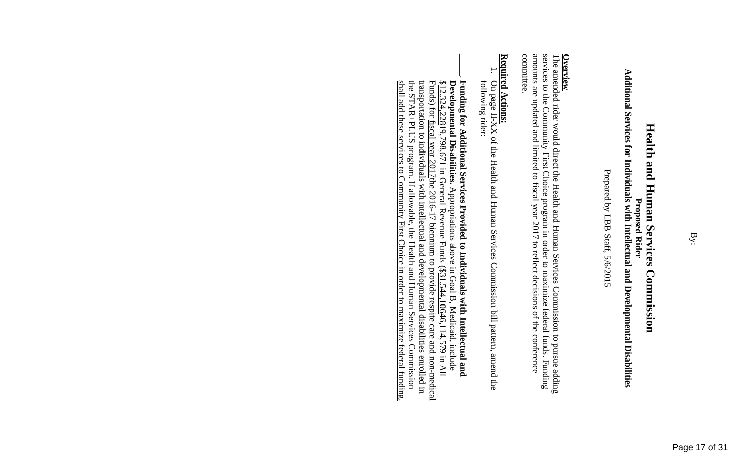By: ____________

# Health and Human Services Commission

**Proposed Rider**

**Additional Services for Individuals with Intellectual and Developmental Disabilities**

Prepared by LBB Staff, 5/6/2015

**Overview**

The amended rider would direct the Health and Human Services Commission to pursue adding services to the Community First Choice program in order to maximize federal funds. Funding amounts are updated and limited to fiscal year 2017 to reflect decisions of the conference committee.

**Required Actions:**

1. On page II-XX of the Health and Human Services Commission bill pattern, amend the following rider:

____. **Funding for Additional Services Provided to Individuals with Intellectual and Developmental Disabilities.** Appropriations above in Goal B, Medicaid, include $12,324,228~~19,798,674~~ in General Revenue Funds ($31,544,106~~46,114,579~~ in All Funds) for fiscal year 2017~~the 2016-17 biennium~~ to provide respite care and non-medical transportation to individuals with intellectual and developmental disabilities enrolled in the STAR+PLUS program. If allowable, the Health and Human Services Commission shall add these services to Community First Choice in order to maximize federal funding.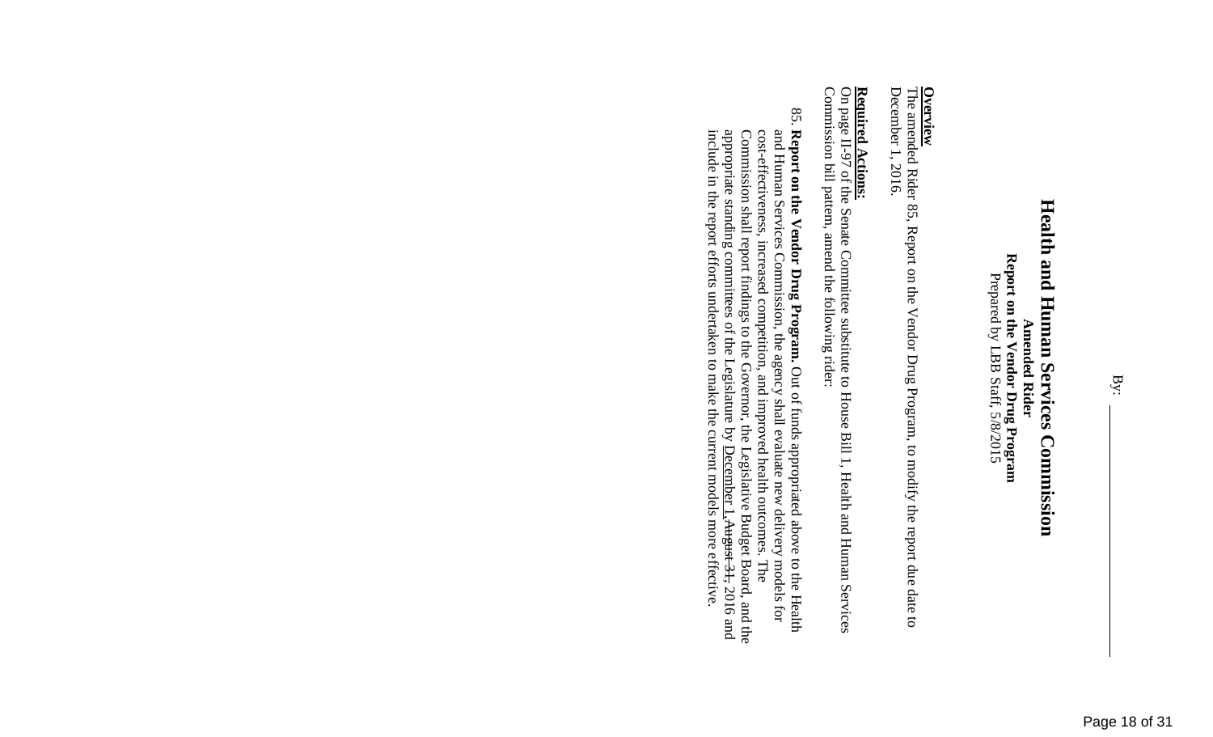By: ____________________

# Health and Human Services Commission

**Amended Rider**
**Report on the Vendor Drug Program**
Prepared by LBB Staff, 5/8/2015

**Overview**
The amended Rider 85, Report on the Vendor Drug Program, to modify the report due date to December 1, 2016.

**Required Actions:**
On page II-97 of the Senate Committee substitute to House Bill 1, Health and Human Services Commission bill pattern, amend the following rider:

85. **Report on the Vendor Drug Program.** Out of funds appropriated above to the Health and Human Services Commission, the agency shall evaluate new delivery models for cost-effectiveness, increased competition, and improved health outcomes. The Commission shall report findings to the Governor, the Legislative Budget Board, and the appropriate standing committees of the Legislature by <u>December 1,</u> ~~August 31,~~ 2016 and include in the report efforts undertaken to make the current models more effective.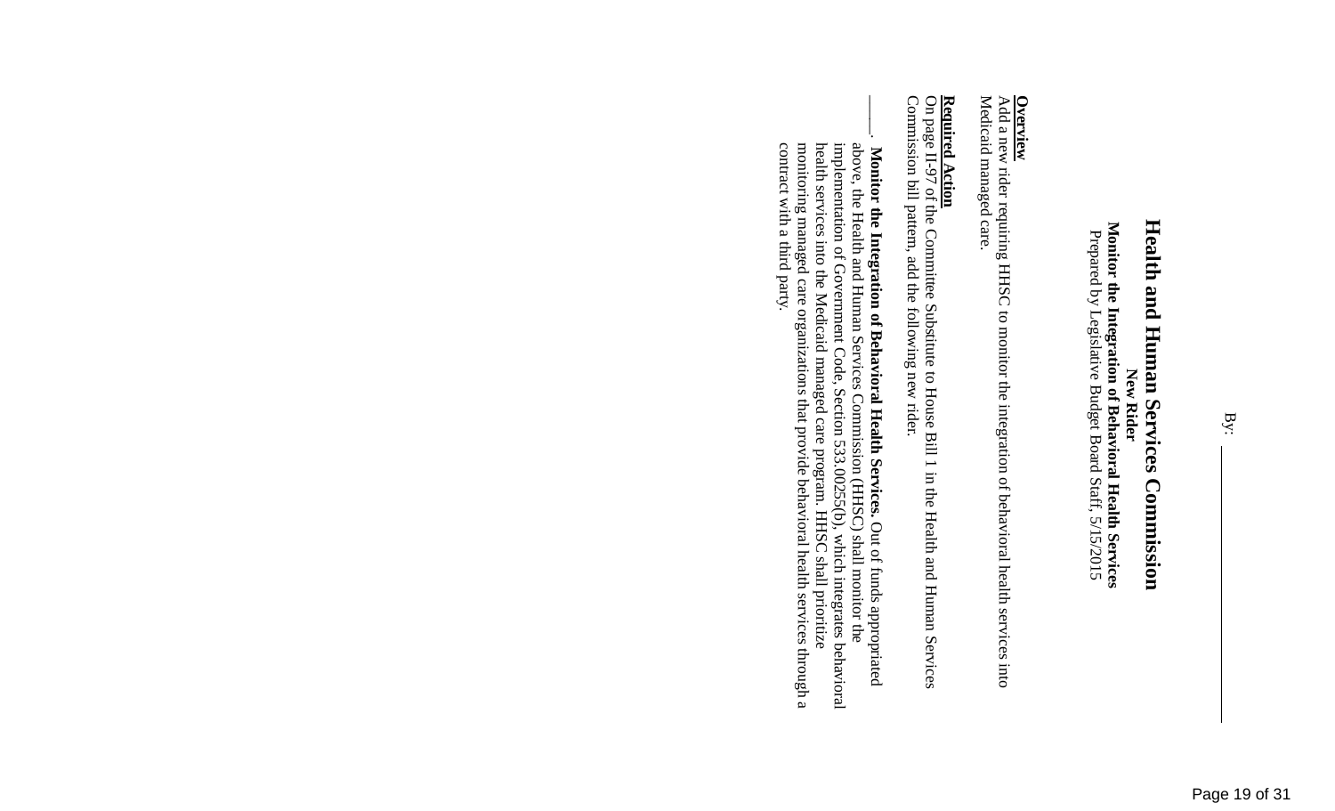By: ____________________

# Health and Human Services Commission

**New Rider**

**Monitor the Integration of Behavioral Health Services**

Prepared by Legislative Budget Board Staff, 5/15/2015

**Overview**

Add a new rider requiring HHSC to monitor the integration of behavioral health services into Medicaid managed care.

**Required Action**

On page II-97 of the Committee Substitute to House Bill 1 in the Health and Human Services Commission bill pattern, add the following new rider:

_____. **Monitor the Integration of Behavioral Health Services.** Out of funds appropriated above, the Health and Human Services Commission (HHSC) shall monitor the implementation of Government Code, Section 533.00255(b), which integrates behavioral health services into the Medicaid managed care program. HHSC shall prioritize monitoring managed care organizations that provide behavioral health services through a contract with a third party.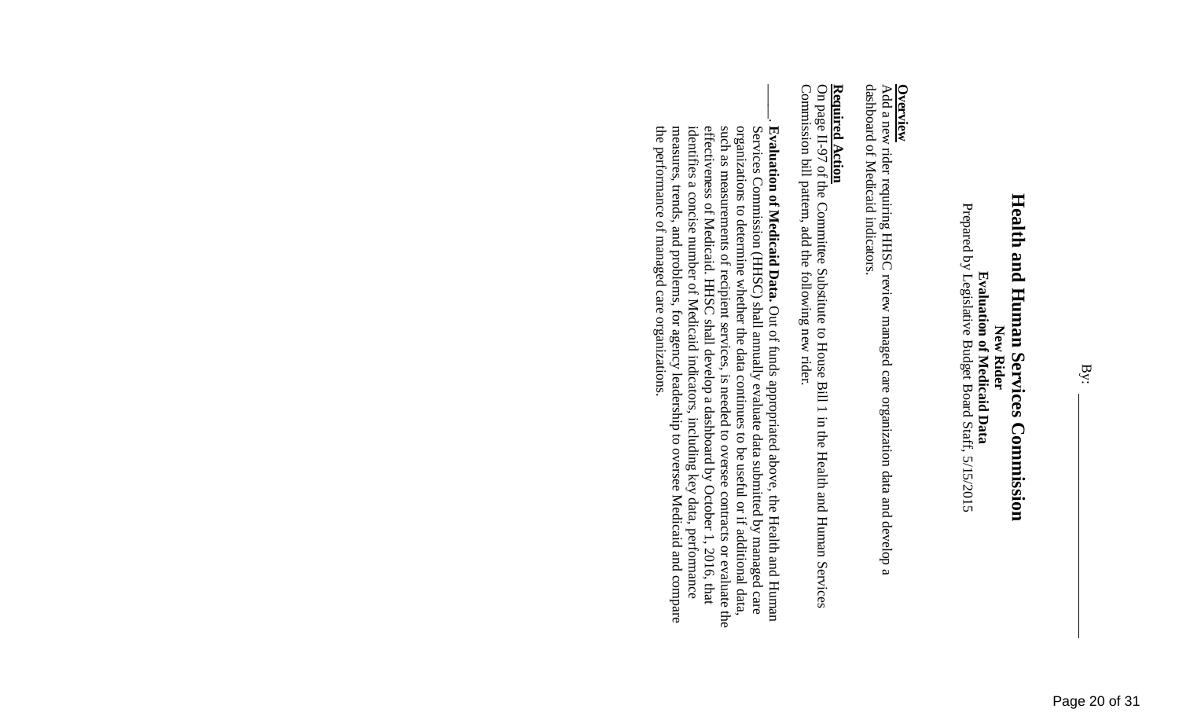By: \_\_\_\_\_\_\_\_\_\_\_\_\_\_\_\_\_\_\_\_

# Health and Human Services Commission

**New Rider**
**Evaluation of Medicaid Data**
Prepared by Legislative Budget Board Staff, 5/15/2015

**Overview**
Add a new rider requiring HHSC review managed care organization data and develop a dashboard of Medicaid indicators.

**Required Action**
On page II-97 of the Committee Substitute to House Bill 1 in the Health and Human Services Commission bill pattern, add the following new rider.

\_\_\_\_. **Evaluation of Medicaid Data.** Out of funds appropriated above, the Health and Human Services Commission (HHSC) shall annually evaluate data submitted by managed care organizations to determine whether the data continues to be useful or if additional data, such as measurements of recipient services, is needed to oversee contracts or evaluate the effectiveness of Medicaid. HHSC shall develop a dashboard by October 1, 2016, that identifies a concise number of Medicaid indicators, including key data, performance measures, trends, and problems, for agency leadership to oversee Medicaid and compare the performance of managed care organizations.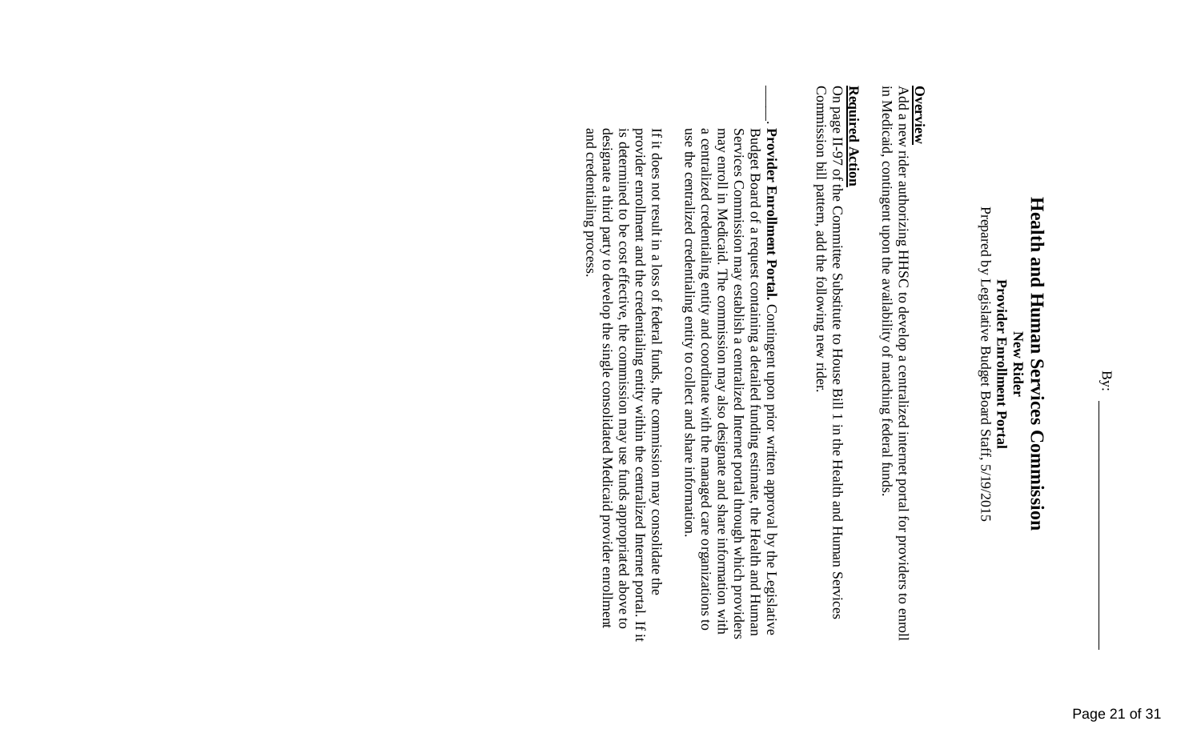By: ______________________

# Health and Human Services Commission

**New Rider**

**Provider Enrollment Portal**

Prepared by Legislative Budget Board Staff, 5/19/2015

**Overview**

Add a new rider authorizing HHSC to develop a centralized internet portal for providers to enroll in Medicaid, contingent upon the availability of matching federal funds.

**Required Action**

On page II-97 of the Committee Substitute to House Bill 1 in the Health and Human Services Commission bill pattern, add the following new rider.

_____. **Provider Enrollment Portal.** Contingent upon prior written approval by the Legislative Budget Board of a request containing a detailed funding estimate, the Health and Human Services Commission may establish a centralized Internet portal through which providers may enroll in Medicaid. The commission may also designate and share information with a centralized credentialing entity and coordinate with the managed care organizations to use the centralized credentialing entity to collect and share information.

If it does not result in a loss of federal funds, the commission may consolidate the provider enrollment and the credentialing entity within the centralized Internet portal. If it is determined to be cost effective, the commission may use funds appropriated above to designate a third party to develop the single consolidated Medicaid provider enrollment and credentialing process.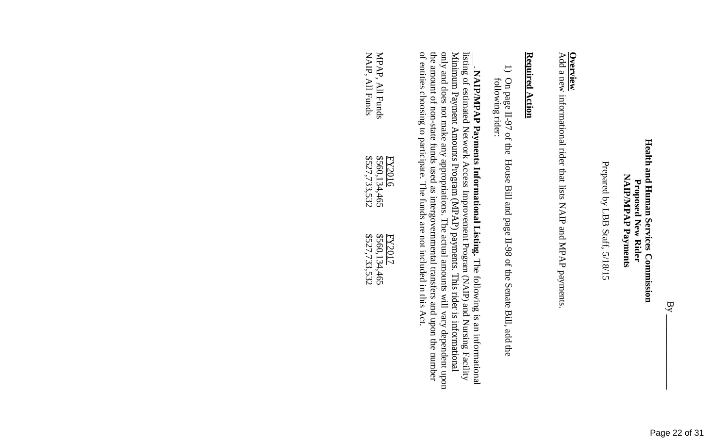By ______

**Health and Human Services Commission**
**Proposed New Rider**
**NAIP/MPAP Payments**

Prepared by LBB Staff, 5/18/15

**Overview**

Add a new informational rider that lists NAIP and MPAP payments.

**Required Action**

1) On page II-97 of the House Bill and page II-98 of the Senate Bill, add the following rider:

____. **NAIP/MPAP Payments Informational Listing.** The following is an informational listing of estimated Network Access Improvement Program (NAIP) and Nursing Facility Minimum Payment Amounts Program (MPAP) payments. This rider is informational only and does not make any appropriations. The actual amounts will vary dependent upon the amount of non-state funds used as intergovernmental transfers and upon the number of entities choosing to participate. The funds are not included in this Act.

| | FY2016 | FY2017 |
|---|---|---|
| MPAP, All Funds | $560,134,465 | $560,134,465 |
| NAIP, All Funds | $527,733,532 | $527,733,532 |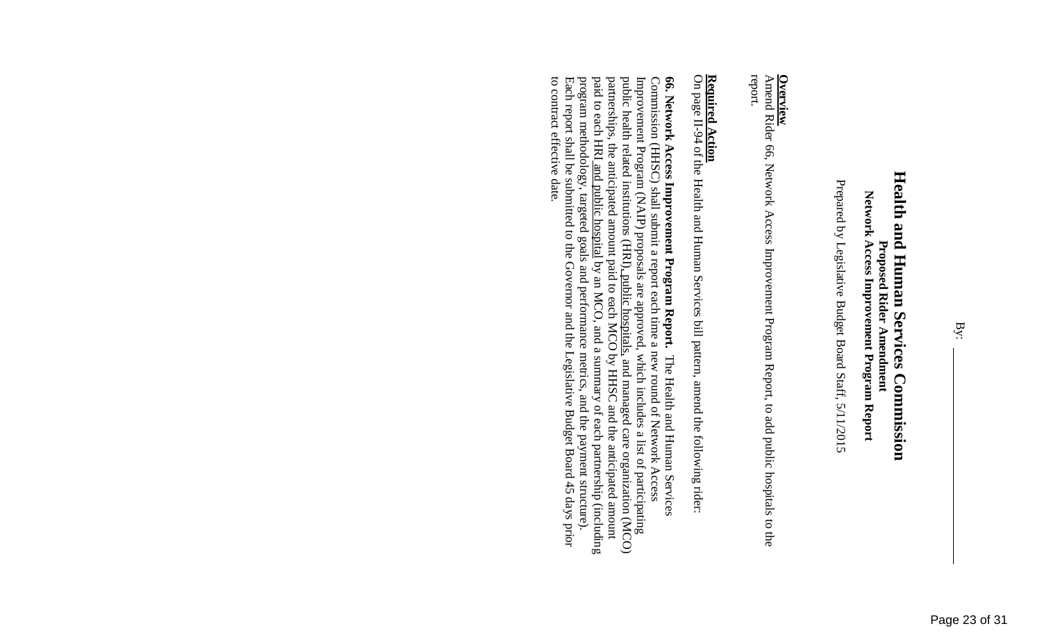By: ____________

# Health and Human Services Commission

**Proposed Rider Amendment**

**Network Access Improvement Program Report**

Prepared by Legislative Budget Board Staff, 5/11/2015

**Overview**

Amend Rider 66, Network Access Improvement Program Report, to add public hospitals to the report.

**Required Action**

On page II-94 of the Health and Human Services bill pattern, amend the following rider:

**66. Network Access Improvement Program Report.** The Health and Human Services Commission (HHSC) shall submit a report each time a new round of Network Access Improvement Program (NAIP) proposals are approved, which includes a list of participating public health related institutions (HRI), public hospitals, and managed care organization (MCO) partnerships, the anticipated amount paid to each MCO by HHSC and the anticipated amount paid to each HRI and public hospital by an MCO, and a summary of each partnership (including program methodology, targeted goals and performance metrics, and the payment structure). Each report shall be submitted to the Governor and the Legislative Budget Board 45 days prior to contract effective date.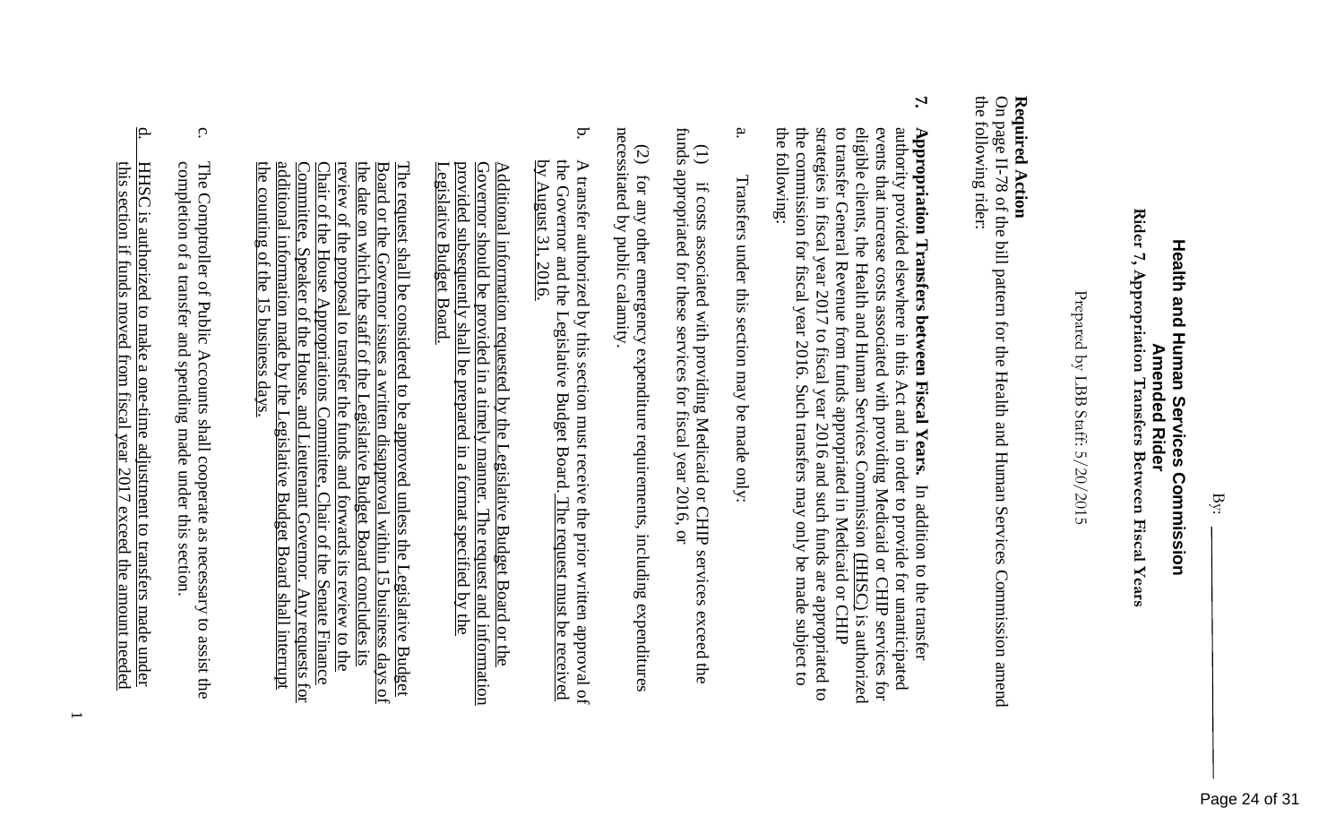By: ____________

# Health and Human Services Commission
## Amended Rider
### Rider 7, Appropriation Transfers Between Fiscal Years

Prepared by LBB Staff: 5/20/2015

**Required Action**
On page II-78 of the bill pattern for the Health and Human Services Commission amend the following rider:

**7. Appropriation Transfers between Fiscal Years.** In addition to the transfer authority provided elsewhere in this Act and in order to provide for unanticipated events that increase costs associated with providing Medicaid or CHIP services for eligible clients, the Health and Human Services Commission (HHSC) is authorized to transfer General Revenue from funds appropriated in Medicaid or CHIP strategies in fiscal year 2017 to fiscal year 2016 and such funds are appropriated to the commission for fiscal year 2016. Such transfers may only be made subject to the following:

a. Transfers under this section may be made only:

(1) if costs associated with providing Medicaid or CHIP services exceed the funds appropriated for these services for fiscal year 2016, or

(2) for any other emergency expenditure requirements, including expenditures necessitated by public calamity.

b. A transfer authorized by this section must receive the prior written approval of the Governor and the Legislative Budget Board. The request must be received by August 31, 2016.

Additional information requested by the Legislative Budget Board or the Governor should be provided in a timely manner. The request and information provided subsequently shall be prepared in a format specified by the Legislative Budget Board.

The request shall be considered to be approved unless the Legislative Budget Board or the Governor issues a written disapproval within 15 business days of the date on which the staff of the Legislative Budget Board concludes its review of the proposal to transfer the funds and forwards its review to the Chair of the House Appropriations Committee, Chair of the Senate Finance Committee, Speaker of the House, and Lieutenant Governor. Any requests for additional information made by the Legislative Budget Board shall interrupt the counting of the 15 business days.

c. The Comptroller of Public Accounts shall cooperate as necessary to assist the completion of a transfer and spending made under this section.

d. HHSC is authorized to make a one-time adjustment to transfers made under this section if funds moved from fiscal year 2017 exceed the amount needed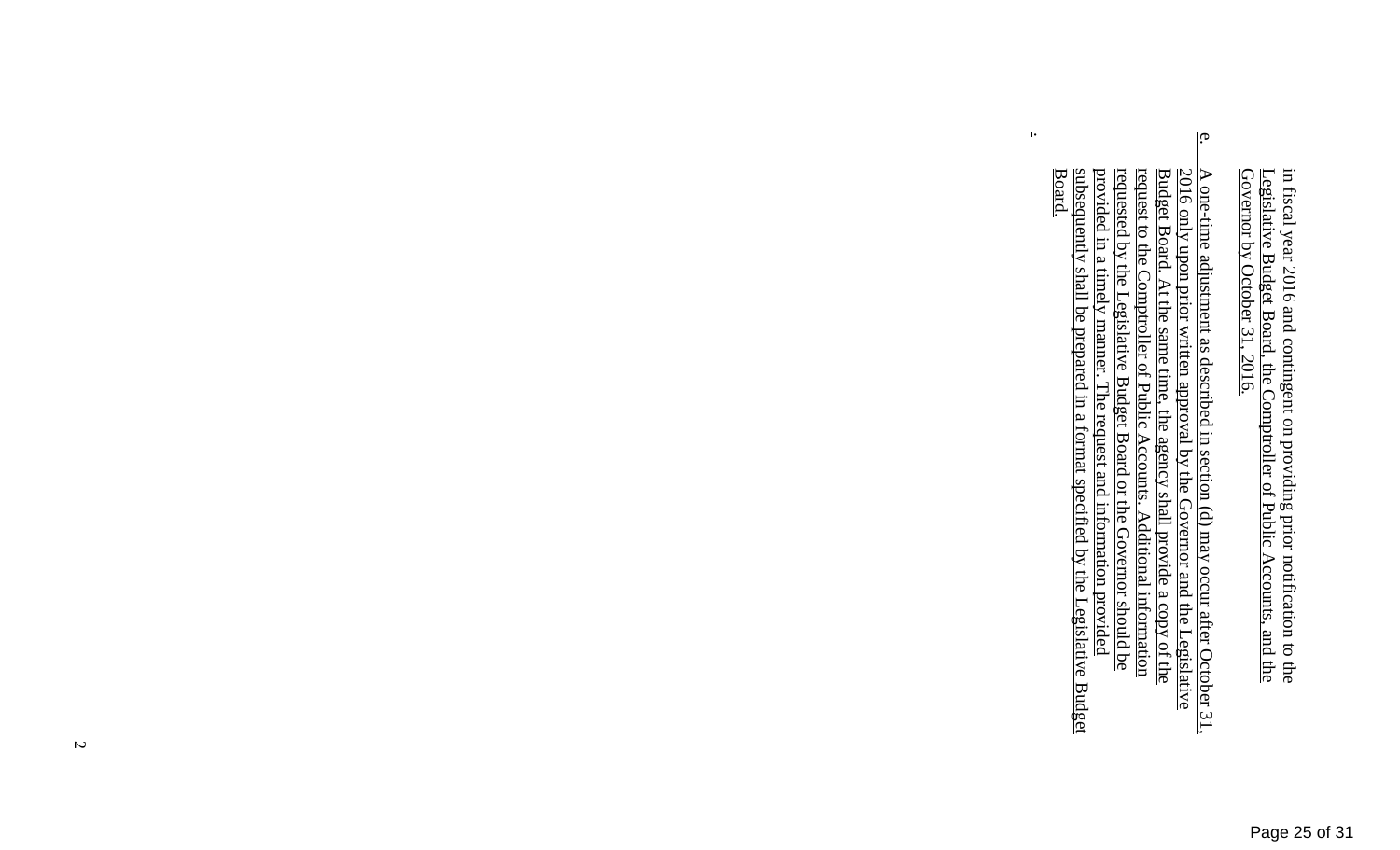in fiscal year 2016 and contingent on providing prior notification to the Legislative Budget Board, the Comptroller of Public Accounts, and the Governor by October 31, 2016.

e. A one-time adjustment as described in section (d) may occur after October 31, 2016 only upon prior written approval by the Governor and the Legislative Budget Board. At the same time, the agency shall provide a copy of the request to the Comptroller of Public Accounts. Additional information requested by the Legislative Budget Board or the Governor should be provided in a timely manner. The request and information provided subsequently shall be prepared in a format specified by the Legislative Budget Board.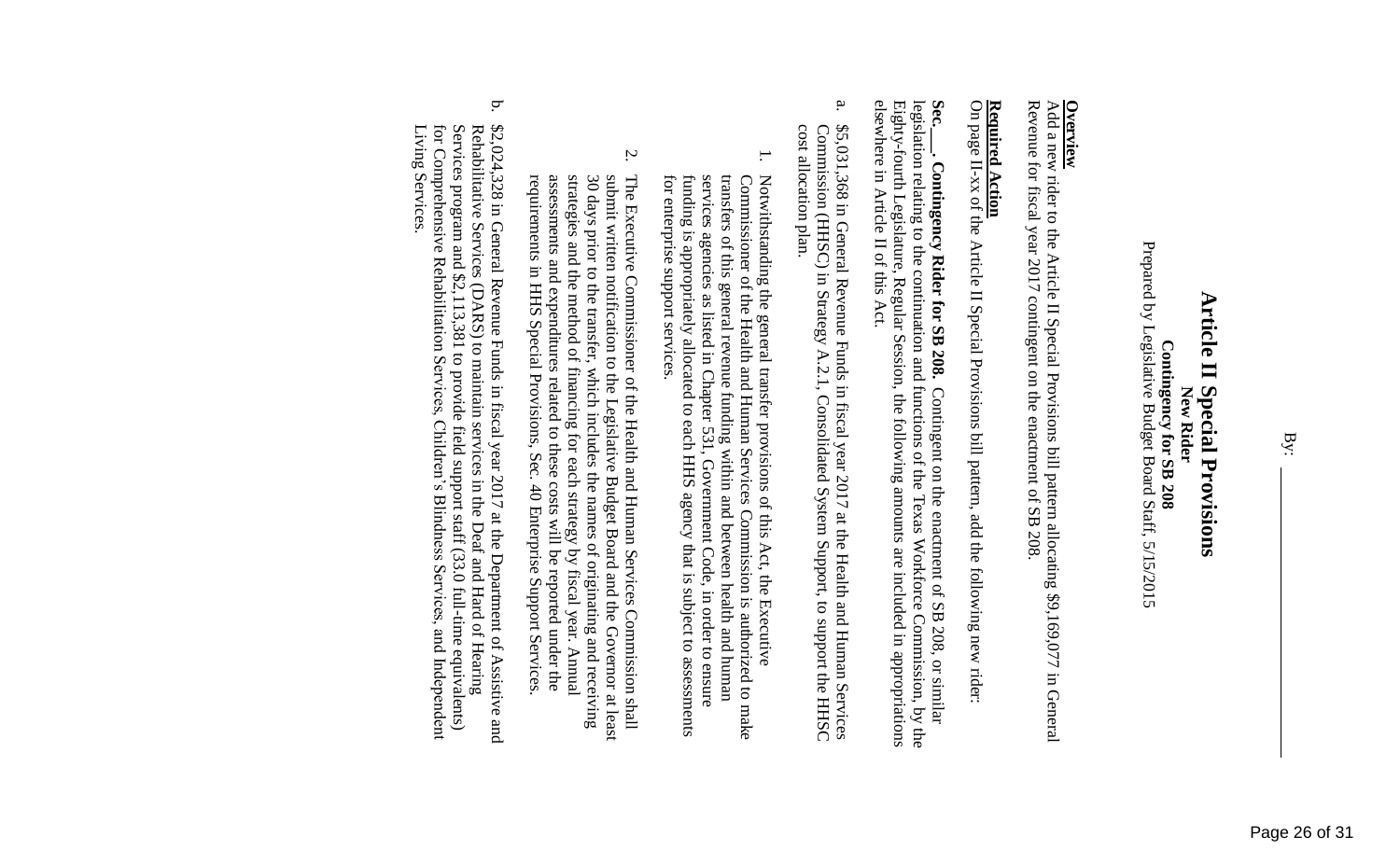By: ___________

# Article II Special Provisions

**New Rider**

**Contingency for SB 208**

Prepared by Legislative Budget Board Staff, 5/15/2015

**Overview**

Add a new rider to the Article II Special Provisions bill pattern allocating $9,169,077 in General Revenue for fiscal year 2017 contingent on the enactment of SB 208.

**Required Action**

On page II-xx of the Article II Special Provisions bill pattern, add the following new rider:

**Sec. ___. Contingency Rider for SB 208.** Contingent on the enactment of SB 208, or similar legislation relating to the continuation and functions of the Texas Workforce Commission, by the Eighty-fourth Legislature, Regular Session, the following amounts are included in appropriations elsewhere in Article II of this Act.

a. $5,031,368 in General Revenue Funds in fiscal year 2017 at the Health and Human Services Commission (HHSC) in Strategy A.2.1, Consolidated System Support, to support the HHSC cost allocation plan.

   1. Notwithstanding the general transfer provisions of this Act, the Executive Commissioner of the Health and Human Services Commission is authorized to make transfers of this general revenue funding within and between health and human services agencies as listed in Chapter 531, Government Code, in order to ensure funding is appropriately allocated to each HHS agency that is subject to assessments for enterprise support services.

   2. The Executive Commissioner of the Health and Human Services Commission shall submit written notification to the Legislative Budget Board and the Governor at least 30 days prior to the transfer, which includes the names of originating and receiving strategies and the method of financing for each strategy by fiscal year. Annual assessments and expenditures related to these costs will be reported under the requirements in HHS Special Provisions, Sec. 40 Enterprise Support Services.

b. $2,024,328 in General Revenue Funds in fiscal year 2017 at the Department of Assistive and Rehabilitative Services (DARS) to maintain services in the Deaf and Hard of Hearing Services program and $2,113,381 to provide field support staff (33.0 full-time equivalents) for Comprehensive Rehabilitation Services, Children's Blindness Services, and Independent Living Services.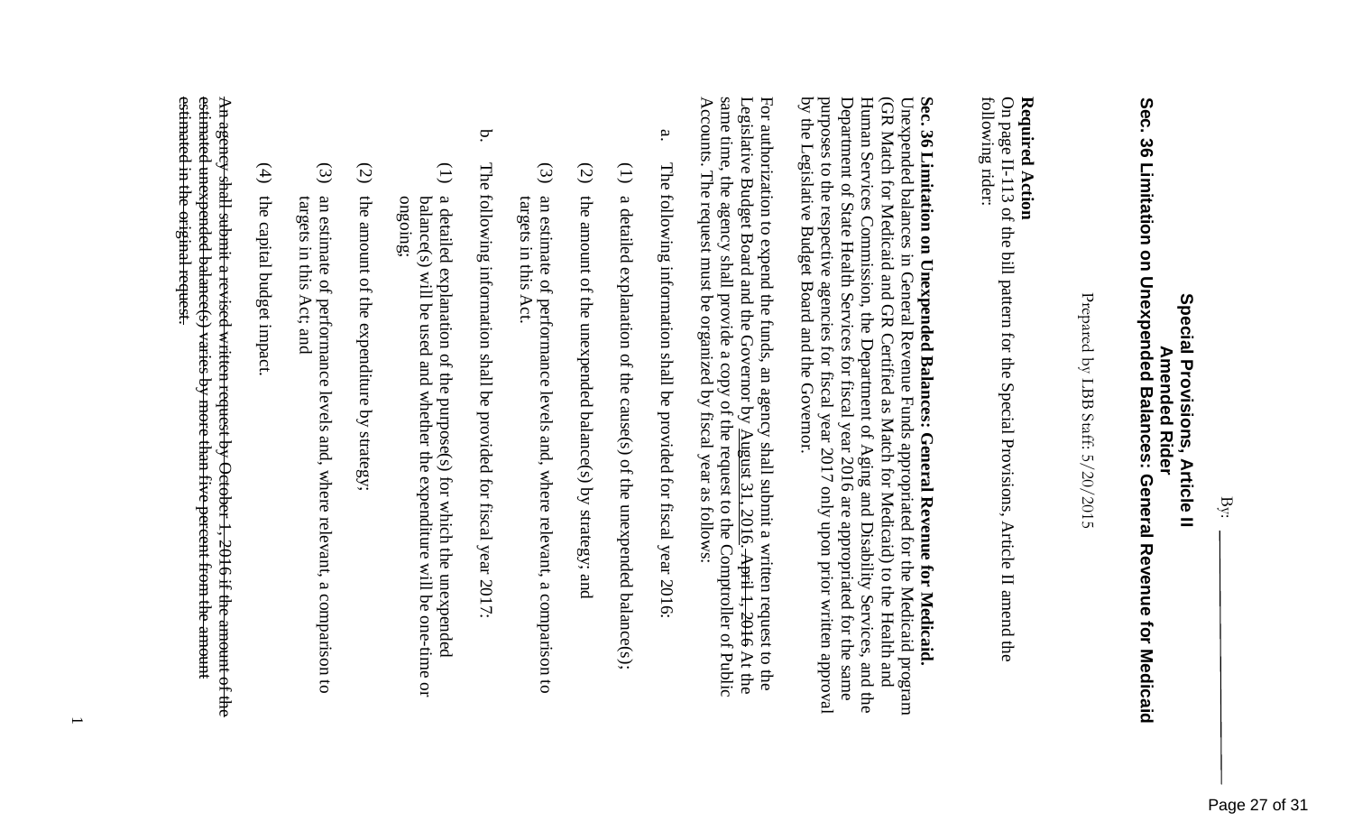By: ___________

**Special Provisions, Article II**
**Amended Rider**
**Sec. 36 Limitation on Unexpended Balances: General Revenue for Medicaid**

Prepared by LBB Staff: 5/20/2015

**Required Action**
On page II-113 of the bill pattern for the Special Provisions, Article II amend the following rider:

**Sec. 36 Limitation on Unexpended Balances: General Revenue for Medicaid.** Unexpended balances in General Revenue Funds appropriated for the Medicaid program (GR Match for Medicaid and GR Certified as Match for Medicaid) to the Health and Human Services Commission, the Department of Aging and Disability Services, and the Department of State Health Services for fiscal year 2016 are appropriated for the same purposes to the respective agencies for fiscal year 2017 only upon prior written approval by the Legislative Budget Board and the Governor.

For authorization to expend the funds, an agency shall submit a written request to the Legislative Budget Board and the Governor by <u>August 31, 2016.</u> ~~April 1, 2016~~ At the same time, the agency shall provide a copy of the request to the Comptroller of Public Accounts. The request must be organized by fiscal year as follows:

a. The following information shall be provided for fiscal year 2016:

   (1) a detailed explanation of the cause(s) of the unexpended balance(s);

   (2) the amount of the unexpended balance(s) by strategy; and

   (3) an estimate of performance levels and, where relevant, a comparison to targets in this Act.

b. The following information shall be provided for fiscal year 2017:

   (1) a detailed explanation of the purpose(s) for which the unexpended balance(s) will be used and whether the expenditure will be one-time or ongoing;

   (2) the amount of the expenditure by strategy;

   (3) an estimate of performance levels and, where relevant, a comparison to targets in this Act; and

   (4) the capital budget impact.

~~An agency shall submit a revised written request by October 1, 2016 if the amount of the estimated unexpended balance(s) varies by more than five percent from the amount estimated in the original request.~~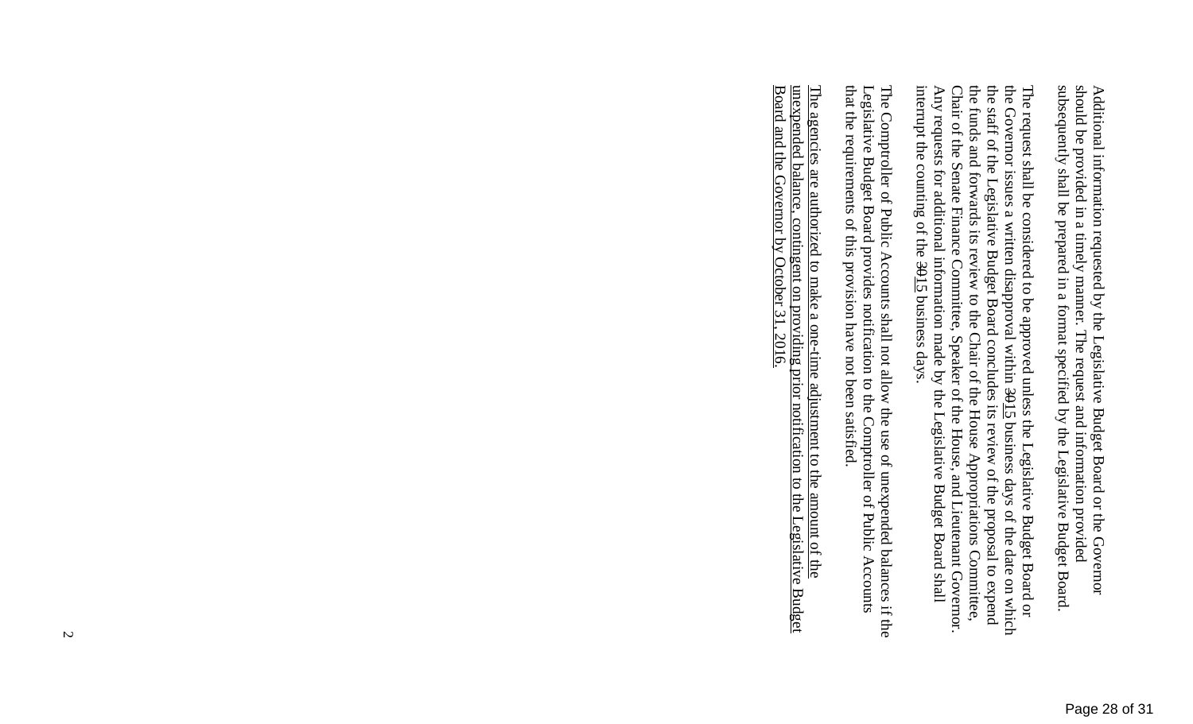Additional information requested by the Legislative Budget Board or the Governor should be provided in a timely manner. The request and information provided subsequently shall be prepared in a format specified by the Legislative Budget Board.

The request shall be considered to be approved unless the Legislative Budget Board or the Governor issues a written disapproval within ~~30~~15 business days of the date on which the staff of the Legislative Budget Board concludes its review of the proposal to expend the funds and forwards its review to the Chair of the House Appropriations Committee, Chair of the Senate Finance Committee, Speaker of the House, and Lieutenant Governor. Any requests for additional information made by the Legislative Budget Board shall interrupt the counting of the ~~30~~15 business days.

The Comptroller of Public Accounts shall not allow the use of unexpended balances if the Legislative Budget Board provides notification to the Comptroller of Public Accounts that the requirements of this provision have not been satisfied.

The agencies are authorized to make a one-time adjustment to the amount of the unexpended balance, contingent on providing prior notification to the Legislative Budget Board and the Governor by October 31, 2016.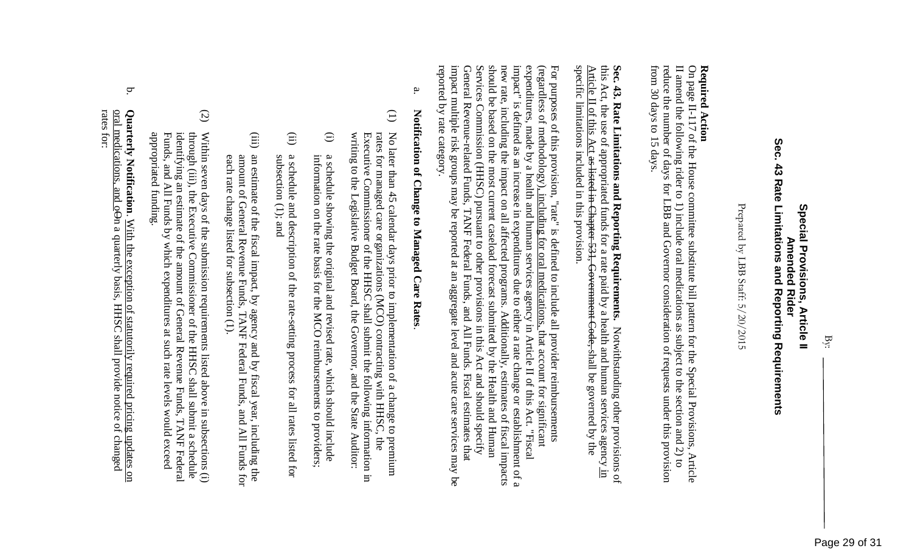By: ____________

## Special Provisions, Article II
## Amended Rider
## Sec. 43 Rate Limitations and Reporting Requirements

Prepared by LBB Staff: 5/20/2015

**Required Action**
On page II-117 of the House committee substitute bill pattern for the Special Provisions, Article II amend the following rider to 1) include oral medications as subject to the section and 2) to reduce the number of days for LBB and Governor consideration of requests under this provision from 30 days to 15 days.

**Sec. 43. Rate Limitations and Reporting Requirements.** Notwithstanding other provisions of this Act, the use of appropriated funds for a rate paid by a health and human services agency in Article II of this Act ~~as listed in Chapter 531, Government Code,~~ shall be governed by the specific limitations included in this provision.

For purposes of this provision, "rate" is defined to include all provider reimbursements (regardless of methodology), including for oral medications, that account for significant expenditures, made by a health and human services agency in Article II of this Act. "Fiscal impact" is defined as an increase in expenditures due to either a rate change or establishment of a new rate, including the impact on all affected programs. Additionally, estimates of fiscal impacts should be based on the most current caseload forecast submitted by the Health and Human Services Commission (HHSC) pursuant to other provisions in this Act and should specify General Revenue-related Funds, TANF Federal Funds, and All Funds. Fiscal estimates that impact multiple risk groups may be reported at an aggregate level and acute care services may be reported by rate category.

a. **Notification of Change to Managed Care Rates**.

   (1) No later than 45 calendar days prior to implementation of a change to premium rates for managed care organizations (MCO) contracting with HHSC, the Executive Commissioner of the HHSC shall submit the following information in writing to the Legislative Budget Board, the Governor, and the State Auditor:

   (i) a schedule showing the original and revised rate, which should include information on the rate basis for the MCO reimbursements to providers;

   (ii) a schedule and description of the rate-setting process for all rates listed for subsection (1); and

   (iii) an estimate of the fiscal impact, by agency and by fiscal year, including the amount of General Revenue Funds, TANF Federal Funds, and All Funds for each rate change listed for subsection (1).

   (2) Within seven days of the submission requirements listed above in subsections (i) through (iii), the Executive Commissioner of the HHSC shall submit a schedule identifying an estimate of the amount of General Revenue Funds, TANF Federal Funds, and All Funds by which expenditures at such rate levels would exceed appropriated funding.

b. **Quarterly Notification**. With the exception of statutorily required pricing updates on oral medications, and ~~o~~On a quarterly basis, HHSC shall provide notice of changed rates for: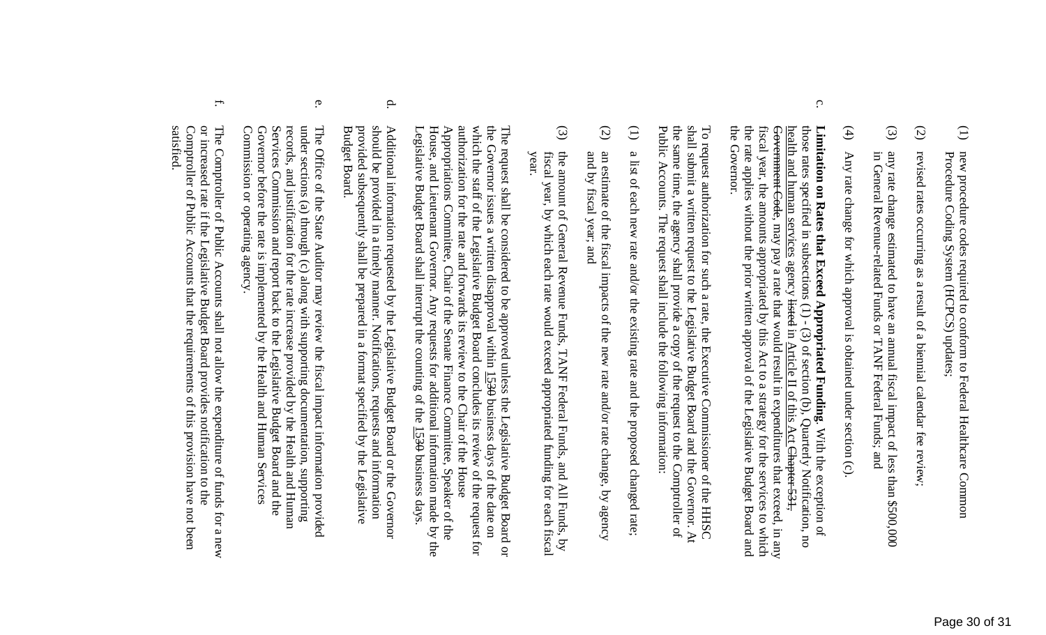(1) new procedure codes required to conform to Federal Healthcare Common Procedure Coding System (HCPCS) updates;

(2) revised rates occurring as a result of a biennial calendar fee review;

(3) any rate change estimated to have an annual fiscal impact of less than $500,000 in General Revenue-related Funds or TANF Federal Funds; and

(4) Any rate change for which approval is obtained under section (c).

c. **Limitation on Rates that Exceed Appropriated Funding.** With the exception of those rates specified in subsections (1) - (3) of section (b), Quarterly Notification, no health and human services agency listed in Article II of this Act Chapter 531, Government Code, may pay a rate that would result in expenditures that exceed, in any fiscal year, the amounts appropriated by this Act to a strategy for the services to which the rate applies without the prior written approval of the Legislative Budget Board and the Governor.

To request authorization for such a rate, the Executive Commissioner of the HHSC shall submit a written request to the Legislative Budget Board and the Governor. At the same time, the agency shall provide a copy of the request to the Comptroller of Public Accounts. The request shall include the following information:

(1) a list of each new rate and/or the existing rate and the proposed changed rate;

(2) an estimate of the fiscal impacts of the new rate and/or rate change, by agency and by fiscal year; and

(3) the amount of General Revenue Funds, TANF Federal Funds, and All Funds, by fiscal year, by which each rate would exceed appropriated funding for each fiscal year.

The request shall be considered to be approved unless the Legislative Budget Board or the Governor issues a written disapproval within 1530 business days of the date on which the staff of the Legislative Budget Board concludes its review of the request for authorization for the rate and forwards its review to the Chair of the House Appropriations Committee, Chair of the Senate Finance Committee, Speaker of the House, and Lieutenant Governor. Any requests for additional information made by the Legislative Budget Board shall interrupt the counting of the 1530 business days.

d. Additional information requested by the Legislative Budget Board or the Governor should be provided in a timely manner. Notifications, requests and information provided subsequently shall be prepared in a format specified by the Legislative Budget Board.

e. The Office of the State Auditor may review the fiscal impact information provided under sections (a) through (c) along with supporting documentation, supporting records, and justification for the rate increase provided by the Health and Human Services Commission and report back to the Legislative Budget Board and the Governor before the rate is implemented by the Health and Human Services Commission or operating agency.

f. The Comptroller of Public Accounts shall not allow the expenditure of funds for a new or increased rate if the Legislative Budget Board provides notification to the Comptroller of Public Accounts that the requirements of this provision have not been satisfied.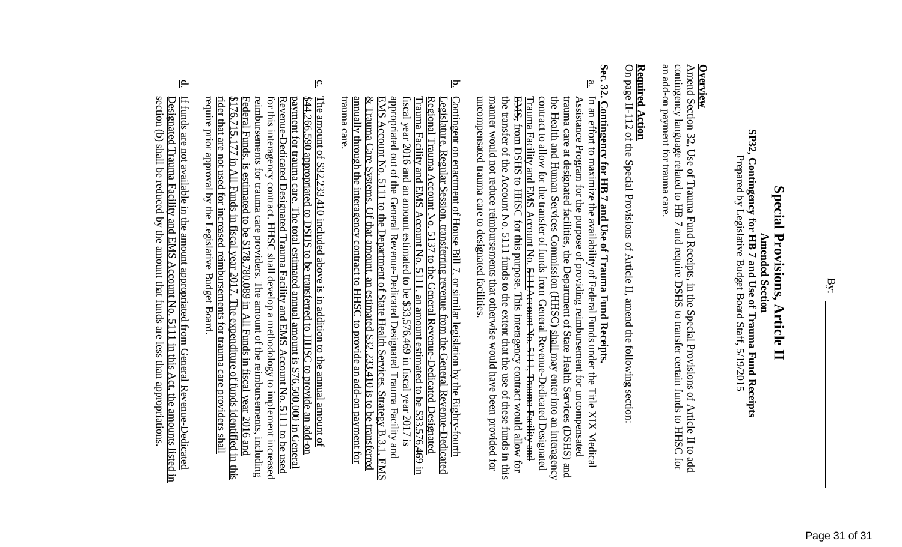By: ____________

# Special Provisions, Article II

**Amended Section**

**SP32, Contingency for HB 7 and Use of Trauma Fund Receipts**

Prepared by Legislative Budget Board Staff, 5/19/2015

**Overview**

Amend Section 32, Use of Trauma Fund Receipts, in the Special Provisions of Article II to add contingency language related to HB 7 and require DSHS to transfer certain funds to HHSC for an add-on payment for trauma care.

**Required Action**

On page II-112 of the Special Provisions of Article II, amend the following section:

**Sec. 32. Contingency for HB 7 and Use of Trauma Fund Receipts.**

a. In an effort to maximize the availability of Federal Funds under the Title XIX Medical Assistance Program for the purpose of providing reimbursement for uncompensated trauma care at designated facilities, the Department of State Health Services (DSHS) and the Health and Human Services Commission (HHSC) shall ~~may~~ enter into an interagency contract to allow for the transfer of funds from General Revenue-Dedicated Designated Trauma Facility and EMS Account No. 5111 ~~Account No. 5111, Trauma Facility and EMS,~~ from DSHS to HHSC for this purpose. This interagency contract would allow for the transfer of the Account No. 5111 funds to the extent that the use of these funds in this manner would not reduce reimbursements that otherwise would have been provided for uncompensated trauma care to designated facilities.

b. Contingent on enactment of House Bill 7, or similar legislation by the Eighty-fourth Legislature, Regular Session, transferring revenue from the General Revenue-Dedicated Regional Trauma Account No. 5137 to the General Revenue-Dedicated Designated Trauma Facility and EMS Account No. 5111, an amount estimated to be $33,576,469 in fiscal year 2016 and an amount estimated to be $33,576,469 in fiscal year 2017 is appropriated out of the General Revenue-Dedicated Designated Trauma Facility and EMS Account No. 5111 to the Department of State Health Services, Strategy B.3.1, EMS & Trauma Care Systems. Of that amount, an estimated $32,233,410 is to be transferred annually through the interagency contract to HHSC to provide an add-on payment for trauma care.

c. The amount of $32,233,410 included above is in addition to the annual amount of $44,266,590 appropriated to DSHS to be transferred to HHSC to provide an add-on payment for trauma care. The total estimated annual amount is $76,500,000 in General Revenue-Dedicated Designated Trauma Facility and EMS Account No. 5111 to be used for this interagency contract. HHSC shall develop a methodology to implement increased reimbursements for trauma care providers. The amount of the reimbursements, including Federal Funds, is estimated to be $178,780,089 in All Funds in fiscal year 2016 and $176,715,177 in All Funds in fiscal year 2017. The expenditure of funds identified in this rider that are not used for increased reimbursements for trauma care providers shall require prior approval by the Legislative Budget Board.

d. If funds are not available in the amount appropriated from General Revenue-Dedicated Designated Trauma Facility and EMS Account No. 5111 in this Act, the amounts listed in section (b) shall be reduced by the amount that funds are less than appropriations.